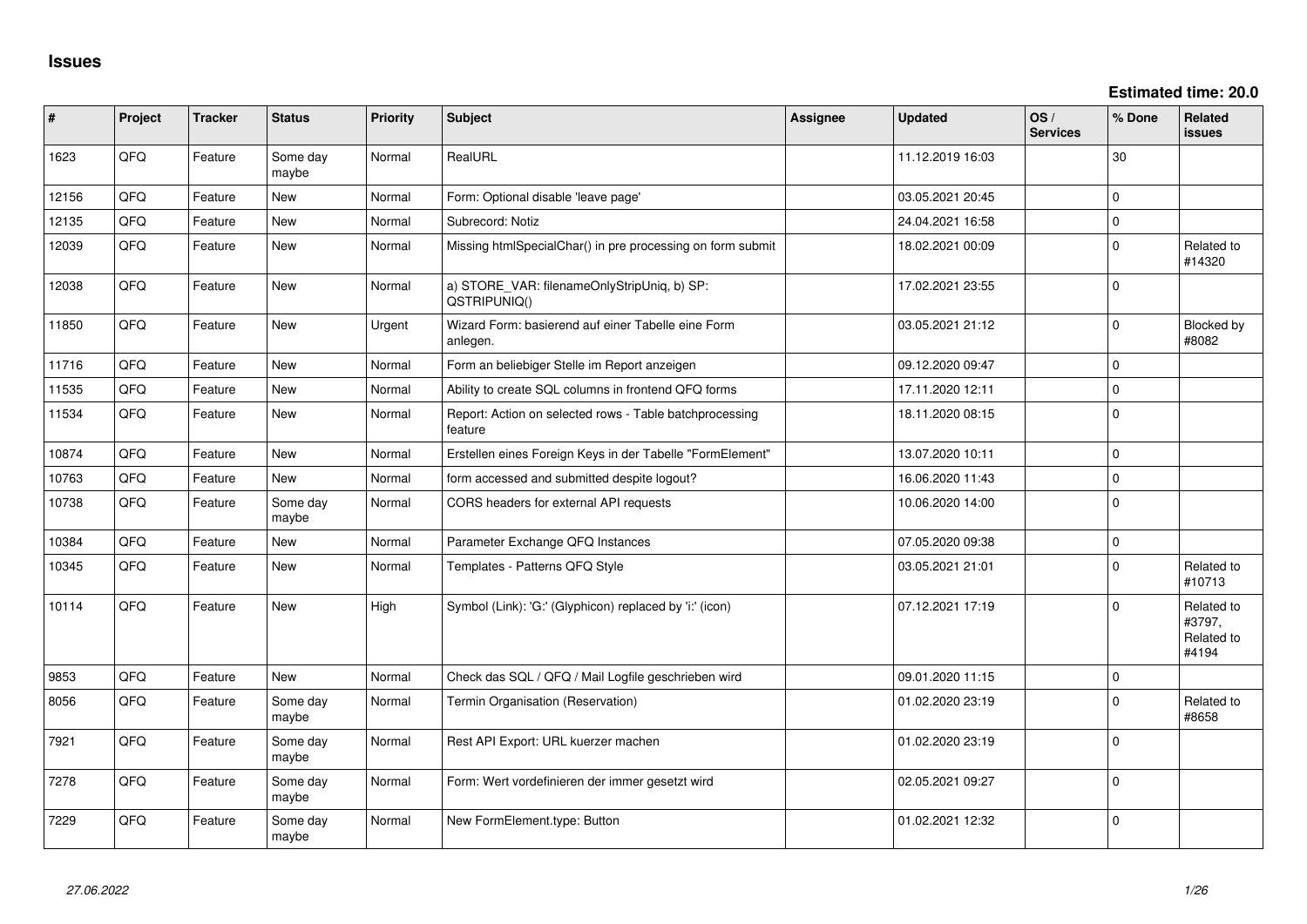# Issues

**Estimated time: 20.0**

| # | Project | Tracker | Status | Priority | Subject | Assignee | Updated | OS / Services | % Done | Related issues |
|---|---|---|---|---|---|---|---|---|---|---|
| 1623 | QFQ | Feature | Some day maybe | Normal | RealURL | | 11.12.2019 16:03 | | 30 | |
| 12156 | QFQ | Feature | New | Normal | Form: Optional disable 'leave page' | | 03.05.2021 20:45 | | 0 | |
| 12135 | QFQ | Feature | New | Normal | Subrecord: Notiz | | 24.04.2021 16:58 | | 0 | |
| 12039 | QFQ | Feature | New | Normal | Missing htmlSpecialChar() in pre processing on form submit | | 18.02.2021 00:09 | | 0 | Related to #14320 |
| 12038 | QFQ | Feature | New | Normal | a) STORE_VAR: filenameOnlyStripUniq, b) SP: QSTRIPUNIQ() | | 17.02.2021 23:55 | | 0 | |
| 11850 | QFQ | Feature | New | Urgent | Wizard Form: basierend auf einer Tabelle eine Form anlegen. | | 03.05.2021 21:12 | | 0 | Blocked by #8082 |
| 11716 | QFQ | Feature | New | Normal | Form an beliebiger Stelle im Report anzeigen | | 09.12.2020 09:47 | | 0 | |
| 11535 | QFQ | Feature | New | Normal | Ability to create SQL columns in frontend QFQ forms | | 17.11.2020 12:11 | | 0 | |
| 11534 | QFQ | Feature | New | Normal | Report: Action on selected rows - Table batchprocessing feature | | 18.11.2020 08:15 | | 0 | |
| 10874 | QFQ | Feature | New | Normal | Erstellen eines Foreign Keys in der Tabelle "FormElement" | | 13.07.2020 10:11 | | 0 | |
| 10763 | QFQ | Feature | New | Normal | form accessed and submitted despite logout? | | 16.06.2020 11:43 | | 0 | |
| 10738 | QFQ | Feature | Some day maybe | Normal | CORS headers for external API requests | | 10.06.2020 14:00 | | 0 | |
| 10384 | QFQ | Feature | New | Normal | Parameter Exchange QFQ Instances | | 07.05.2020 09:38 | | 0 | |
| 10345 | QFQ | Feature | New | Normal | Templates - Patterns QFQ Style | | 03.05.2021 21:01 | | 0 | Related to #10713 |
| 10114 | QFQ | Feature | New | High | Symbol (Link): 'G:' (Glyphicon) replaced by 'i:' (icon) | | 07.12.2021 17:19 | | 0 | Related to #3797, Related to #4194 |
| 9853 | QFQ | Feature | New | Normal | Check das SQL / QFQ / Mail Logfile geschrieben wird | | 09.01.2020 11:15 | | 0 | |
| 8056 | QFQ | Feature | Some day maybe | Normal | Termin Organisation (Reservation) | | 01.02.2020 23:19 | | 0 | Related to #8658 |
| 7921 | QFQ | Feature | Some day maybe | Normal | Rest API Export: URL kuerzer machen | | 01.02.2020 23:19 | | 0 | |
| 7278 | QFQ | Feature | Some day maybe | Normal | Form: Wert vordefinieren der immer gesetzt wird | | 02.05.2021 09:27 | | 0 | |
| 7229 | QFQ | Feature | Some day maybe | Normal | New FormElement.type: Button | | 01.02.2021 12:32 | | 0 | |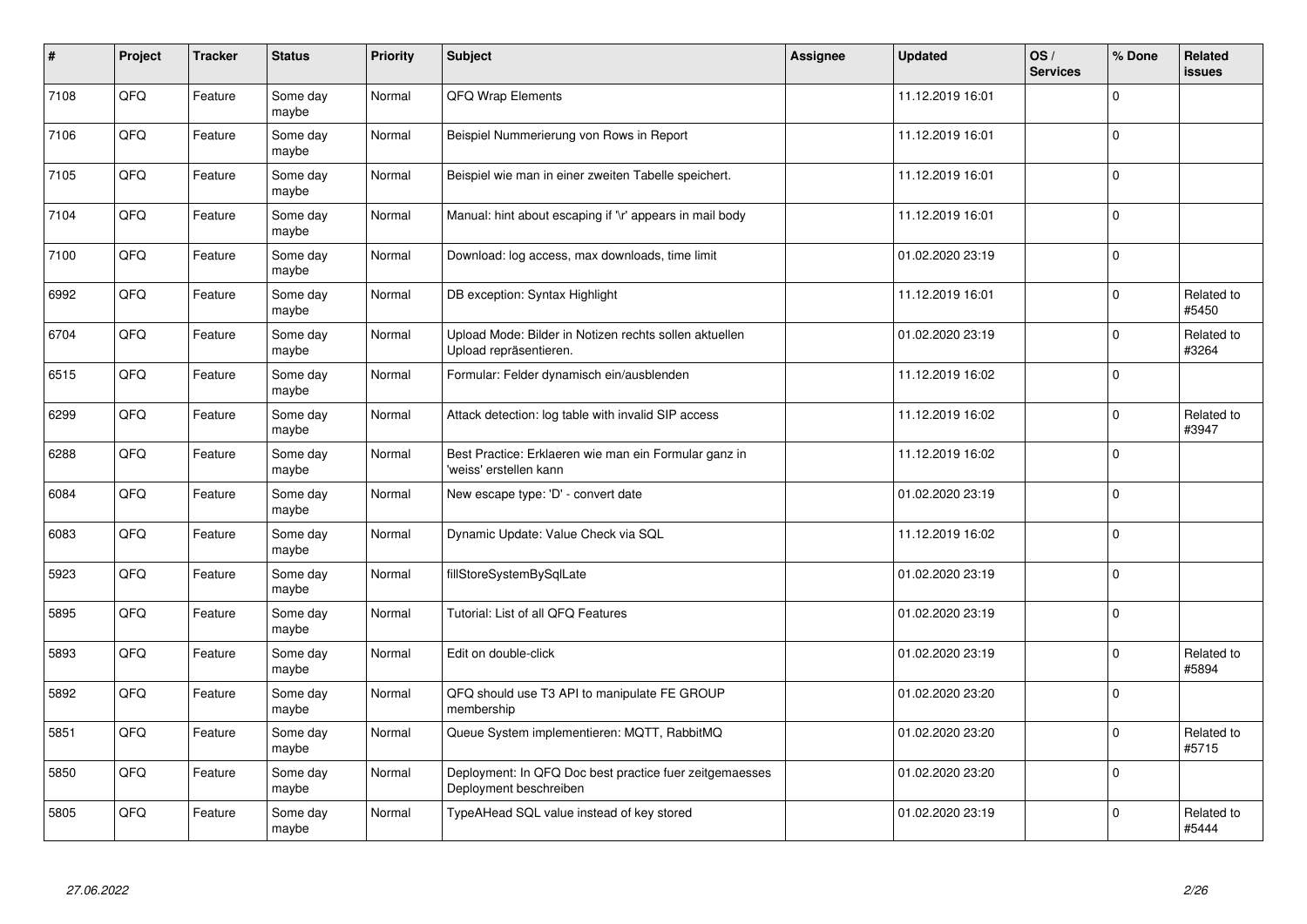| # | Project | Tracker | Status | Priority | Subject | Assignee | Updated | OS / Services | % Done | Related issues |
|---|---|---|---|---|---|---|---|---|---|---|
| 7108 | QFQ | Feature | Some day maybe | Normal | QFQ Wrap Elements | | 11.12.2019 16:01 | | 0 | |
| 7106 | QFQ | Feature | Some day maybe | Normal | Beispiel Nummerierung von Rows in Report | | 11.12.2019 16:01 | | 0 | |
| 7105 | QFQ | Feature | Some day maybe | Normal | Beispiel wie man in einer zweiten Tabelle speichert. | | 11.12.2019 16:01 | | 0 | |
| 7104 | QFQ | Feature | Some day maybe | Normal | Manual: hint about escaping if '\r' appears in mail body | | 11.12.2019 16:01 | | 0 | |
| 7100 | QFQ | Feature | Some day maybe | Normal | Download: log access, max downloads, time limit | | 01.02.2020 23:19 | | 0 | |
| 6992 | QFQ | Feature | Some day maybe | Normal | DB exception: Syntax Highlight | | 11.12.2019 16:01 | | 0 | Related to #5450 |
| 6704 | QFQ | Feature | Some day maybe | Normal | Upload Mode: Bilder in Notizen rechts sollen aktuellen Upload repräsentieren. | | 01.02.2020 23:19 | | 0 | Related to #3264 |
| 6515 | QFQ | Feature | Some day maybe | Normal | Formular: Felder dynamisch ein/ausblenden | | 11.12.2019 16:02 | | 0 | |
| 6299 | QFQ | Feature | Some day maybe | Normal | Attack detection: log table with invalid SIP access | | 11.12.2019 16:02 | | 0 | Related to #3947 |
| 6288 | QFQ | Feature | Some day maybe | Normal | Best Practice: Erklaeren wie man ein Formular ganz in 'weiss' erstellen kann | | 11.12.2019 16:02 | | 0 | |
| 6084 | QFQ | Feature | Some day maybe | Normal | New escape type: 'D' - convert date | | 01.02.2020 23:19 | | 0 | |
| 6083 | QFQ | Feature | Some day maybe | Normal | Dynamic Update: Value Check via SQL | | 11.12.2019 16:02 | | 0 | |
| 5923 | QFQ | Feature | Some day maybe | Normal | fillStoreSystemBySqlLate | | 01.02.2020 23:19 | | 0 | |
| 5895 | QFQ | Feature | Some day maybe | Normal | Tutorial: List of all QFQ Features | | 01.02.2020 23:19 | | 0 | |
| 5893 | QFQ | Feature | Some day maybe | Normal | Edit on double-click | | 01.02.2020 23:19 | | 0 | Related to #5894 |
| 5892 | QFQ | Feature | Some day maybe | Normal | QFQ should use T3 API to manipulate FE GROUP membership | | 01.02.2020 23:20 | | 0 | |
| 5851 | QFQ | Feature | Some day maybe | Normal | Queue System implementieren: MQTT, RabbitMQ | | 01.02.2020 23:20 | | 0 | Related to #5715 |
| 5850 | QFQ | Feature | Some day maybe | Normal | Deployment: In QFQ Doc best practice fuer zeitgemaesses Deployment beschreiben | | 01.02.2020 23:20 | | 0 | |
| 5805 | QFQ | Feature | Some day maybe | Normal | TypeAHead SQL value instead of key stored | | 01.02.2020 23:19 | | 0 | Related to #5444 |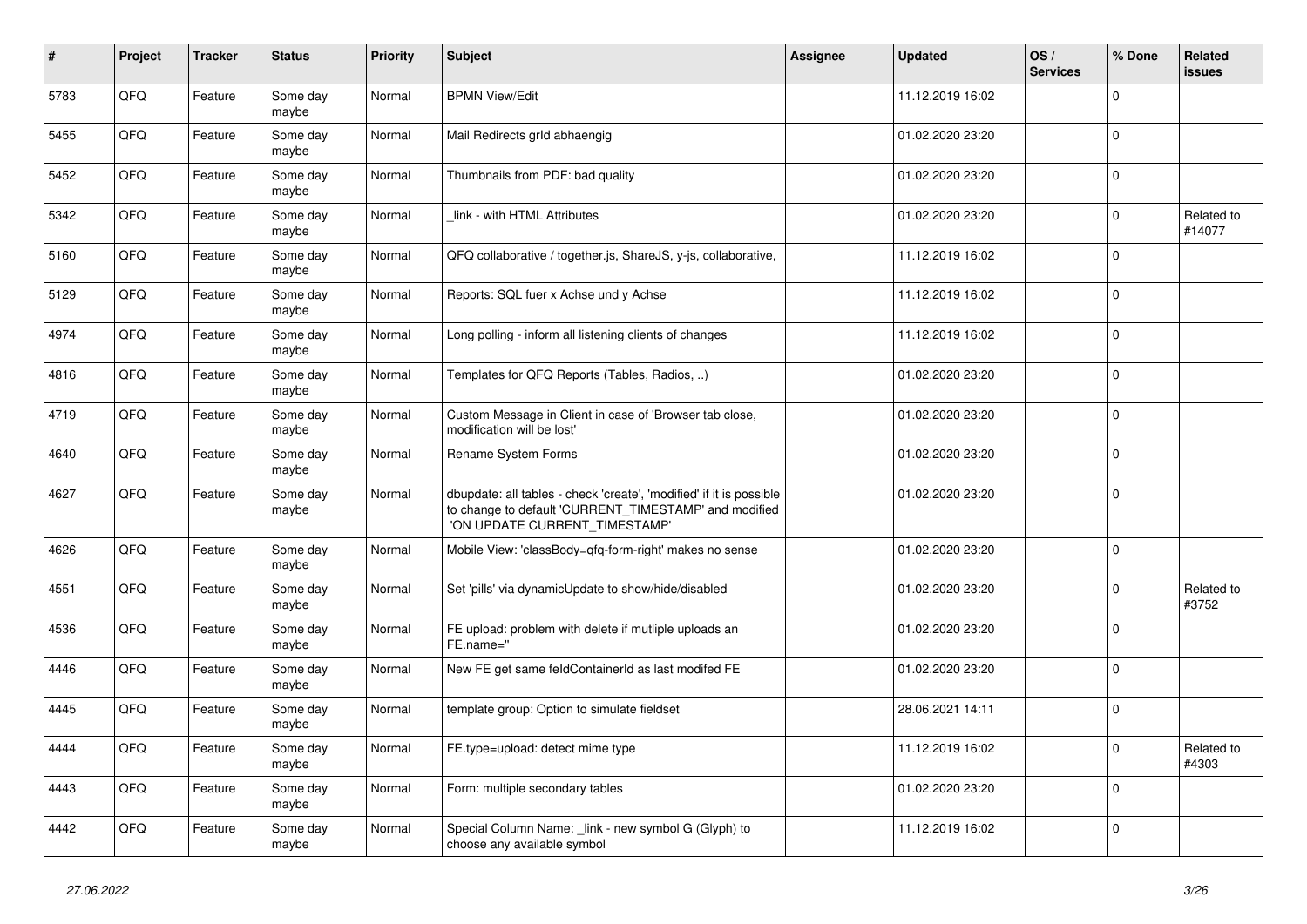| # | Project | Tracker | Status | Priority | Subject | Assignee | Updated | OS / Services | % Done | Related issues |
|---|---|---|---|---|---|---|---|---|---|---|
| 5783 | QFQ | Feature | Some day maybe | Normal | BPMN View/Edit | | 11.12.2019 16:02 | | 0 | |
| 5455 | QFQ | Feature | Some day maybe | Normal | Mail Redirects grId abhaengig | | 01.02.2020 23:20 | | 0 | |
| 5452 | QFQ | Feature | Some day maybe | Normal | Thumbnails from PDF: bad quality | | 01.02.2020 23:20 | | 0 | |
| 5342 | QFQ | Feature | Some day maybe | Normal | _link - with HTML Attributes | | 01.02.2020 23:20 | | 0 | Related to #14077 |
| 5160 | QFQ | Feature | Some day maybe | Normal | QFQ collaborative / together.js, ShareJS, y-js, collaborative, | | 11.12.2019 16:02 | | 0 | |
| 5129 | QFQ | Feature | Some day maybe | Normal | Reports: SQL fuer x Achse und y Achse | | 11.12.2019 16:02 | | 0 | |
| 4974 | QFQ | Feature | Some day maybe | Normal | Long polling - inform all listening clients of changes | | 11.12.2019 16:02 | | 0 | |
| 4816 | QFQ | Feature | Some day maybe | Normal | Templates for QFQ Reports (Tables, Radios, ..) | | 01.02.2020 23:20 | | 0 | |
| 4719 | QFQ | Feature | Some day maybe | Normal | Custom Message in Client in case of 'Browser tab close, modification will be lost' | | 01.02.2020 23:20 | | 0 | |
| 4640 | QFQ | Feature | Some day maybe | Normal | Rename System Forms | | 01.02.2020 23:20 | | 0 | |
| 4627 | QFQ | Feature | Some day maybe | Normal | dbupdate: all tables - check 'create', 'modified' if it is possible to change to default 'CURRENT_TIMESTAMP' and modified 'ON UPDATE CURRENT_TIMESTAMP' | | 01.02.2020 23:20 | | 0 | |
| 4626 | QFQ | Feature | Some day maybe | Normal | Mobile View: 'classBody=qfq-form-right' makes no sense | | 01.02.2020 23:20 | | 0 | |
| 4551 | QFQ | Feature | Some day maybe | Normal | Set 'pills' via dynamicUpdate to show/hide/disabled | | 01.02.2020 23:20 | | 0 | Related to #3752 |
| 4536 | QFQ | Feature | Some day maybe | Normal | FE upload: problem with delete if mutliple uploads an FE.name='' | | 01.02.2020 23:20 | | 0 | |
| 4446 | QFQ | Feature | Some day maybe | Normal | New FE get same feldContainerId as last modifed FE | | 01.02.2020 23:20 | | 0 | |
| 4445 | QFQ | Feature | Some day maybe | Normal | template group: Option to simulate fieldset | | 28.06.2021 14:11 | | 0 | |
| 4444 | QFQ | Feature | Some day maybe | Normal | FE.type=upload: detect mime type | | 11.12.2019 16:02 | | 0 | Related to #4303 |
| 4443 | QFQ | Feature | Some day maybe | Normal | Form: multiple secondary tables | | 01.02.2020 23:20 | | 0 | |
| 4442 | QFQ | Feature | Some day maybe | Normal | Special Column Name: _link - new symbol G (Glyph) to choose any available symbol | | 11.12.2019 16:02 | | 0 | |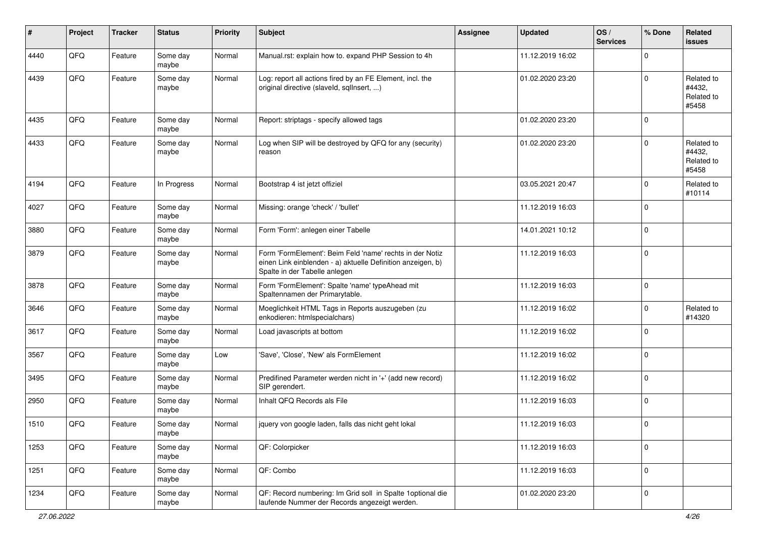| # | Project | Tracker | Status | Priority | Subject | Assignee | Updated | OS / Services | % Done | Related issues |
|---|---|---|---|---|---|---|---|---|---|---|
| 4440 | QFQ | Feature | Some day maybe | Normal | Manual.rst: explain how to. expand PHP Session to 4h | | 11.12.2019 16:02 | | 0 | |
| 4439 | QFQ | Feature | Some day maybe | Normal | Log: report all actions fired by an FE Element, incl. the original directive (slaveId, sqlInsert, ...) | | 01.02.2020 23:20 | | 0 | Related to #4432, Related to #5458 |
| 4435 | QFQ | Feature | Some day maybe | Normal | Report: striptags - specify allowed tags | | 01.02.2020 23:20 | | 0 | |
| 4433 | QFQ | Feature | Some day maybe | Normal | Log when SIP will be destroyed by QFQ for any (security) reason | | 01.02.2020 23:20 | | 0 | Related to #4432, Related to #5458 |
| 4194 | QFQ | Feature | In Progress | Normal | Bootstrap 4 ist jetzt offiziel | | 03.05.2021 20:47 | | 0 | Related to #10114 |
| 4027 | QFQ | Feature | Some day maybe | Normal | Missing: orange 'check' / 'bullet' | | 11.12.2019 16:03 | | 0 | |
| 3880 | QFQ | Feature | Some day maybe | Normal | Form 'Form': anlegen einer Tabelle | | 14.01.2021 10:12 | | 0 | |
| 3879 | QFQ | Feature | Some day maybe | Normal | Form 'FormElement': Beim Feld 'name' rechts in der Notiz einen Link einblenden - a) aktuelle Definition anzeigen, b) Spalte in der Tabelle anlegen | | 11.12.2019 16:03 | | 0 | |
| 3878 | QFQ | Feature | Some day maybe | Normal | Form 'FormElement': Spalte 'name' typeAhead mit Spaltennamen der Primarytable. | | 11.12.2019 16:03 | | 0 | |
| 3646 | QFQ | Feature | Some day maybe | Normal | Moeglichkeit HTML Tags in Reports auszugeben (zu enkodieren: htmlspecialchars) | | 11.12.2019 16:02 | | 0 | Related to #14320 |
| 3617 | QFQ | Feature | Some day maybe | Normal | Load javascripts at bottom | | 11.12.2019 16:02 | | 0 | |
| 3567 | QFQ | Feature | Some day maybe | Low | 'Save', 'Close', 'New' als FormElement | | 11.12.2019 16:02 | | 0 | |
| 3495 | QFQ | Feature | Some day maybe | Normal | Predifined Parameter werden nicht in '+' (add new record) SIP gerendert. | | 11.12.2019 16:02 | | 0 | |
| 2950 | QFQ | Feature | Some day maybe | Normal | Inhalt QFQ Records als File | | 11.12.2019 16:03 | | 0 | |
| 1510 | QFQ | Feature | Some day maybe | Normal | jquery von google laden, falls das nicht geht lokal | | 11.12.2019 16:03 | | 0 | |
| 1253 | QFQ | Feature | Some day maybe | Normal | QF: Colorpicker | | 11.12.2019 16:03 | | 0 | |
| 1251 | QFQ | Feature | Some day maybe | Normal | QF: Combo | | 11.12.2019 16:03 | | 0 | |
| 1234 | QFQ | Feature | Some day maybe | Normal | QF: Record numbering: Im Grid soll in Spalte 1optional die laufende Nummer der Records angezeigt werden. | | 01.02.2020 23:20 | | 0 | |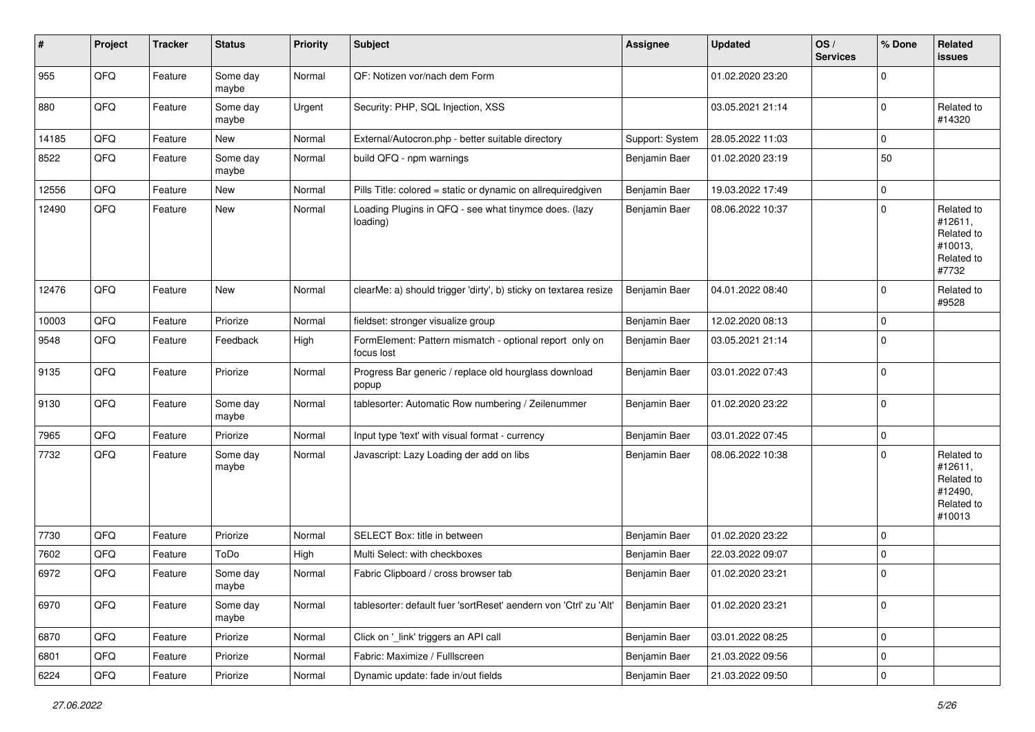| # | Project | Tracker | Status | Priority | Subject | Assignee | Updated | OS / Services | % Done | Related issues |
|---|---|---|---|---|---|---|---|---|---|---|
| 955 | QFQ | Feature | Some day maybe | Normal | QF: Notizen vor/nach dem Form | | 01.02.2020 23:20 | | 0 | |
| 880 | QFQ | Feature | Some day maybe | Urgent | Security: PHP, SQL Injection, XSS | | 03.05.2021 21:14 | | 0 | Related to #14320 |
| 14185 | QFQ | Feature | New | Normal | External/Autocron.php - better suitable directory | Support: System | 28.05.2022 11:03 | | 0 | |
| 8522 | QFQ | Feature | Some day maybe | Normal | build QFQ - npm warnings | Benjamin Baer | 01.02.2020 23:19 | | 50 | |
| 12556 | QFQ | Feature | New | Normal | Pills Title: colored = static or dynamic on allrequiredgiven | Benjamin Baer | 19.03.2022 17:49 | | 0 | |
| 12490 | QFQ | Feature | New | Normal | Loading Plugins in QFQ - see what tinymce does. (lazy loading) | Benjamin Baer | 08.06.2022 10:37 | | 0 | Related to #12611, Related to #10013, Related to #7732 |
| 12476 | QFQ | Feature | New | Normal | clearMe: a) should trigger 'dirty', b) sticky on textarea resize | Benjamin Baer | 04.01.2022 08:40 | | 0 | Related to #9528 |
| 10003 | QFQ | Feature | Priorize | Normal | fieldset: stronger visualize group | Benjamin Baer | 12.02.2020 08:13 | | 0 | |
| 9548 | QFQ | Feature | Feedback | High | FormElement: Pattern mismatch - optional report only on focus lost | Benjamin Baer | 03.05.2021 21:14 | | 0 | |
| 9135 | QFQ | Feature | Priorize | Normal | Progress Bar generic / replace old hourglass download popup | Benjamin Baer | 03.01.2022 07:43 | | 0 | |
| 9130 | QFQ | Feature | Some day maybe | Normal | tablesorter: Automatic Row numbering / Zeilenummer | Benjamin Baer | 01.02.2020 23:22 | | 0 | |
| 7965 | QFQ | Feature | Priorize | Normal | Input type 'text' with visual format - currency | Benjamin Baer | 03.01.2022 07:45 | | 0 | |
| 7732 | QFQ | Feature | Some day maybe | Normal | Javascript: Lazy Loading der add on libs | Benjamin Baer | 08.06.2022 10:38 | | 0 | Related to #12611, Related to #12490, Related to #10013 |
| 7730 | QFQ | Feature | Priorize | Normal | SELECT Box: title in between | Benjamin Baer | 01.02.2020 23:22 | | 0 | |
| 7602 | QFQ | Feature | ToDo | High | Multi Select: with checkboxes | Benjamin Baer | 22.03.2022 09:07 | | 0 | |
| 6972 | QFQ | Feature | Some day maybe | Normal | Fabric Clipboard / cross browser tab | Benjamin Baer | 01.02.2020 23:21 | | 0 | |
| 6970 | QFQ | Feature | Some day maybe | Normal | tablesorter: default fuer 'sortReset' aendern von 'Ctrl' zu 'Alt' | Benjamin Baer | 01.02.2020 23:21 | | 0 | |
| 6870 | QFQ | Feature | Priorize | Normal | Click on '_link' triggers an API call | Benjamin Baer | 03.01.2022 08:25 | | 0 | |
| 6801 | QFQ | Feature | Priorize | Normal | Fabric: Maximize / FullIscreen | Benjamin Baer | 21.03.2022 09:56 | | 0 | |
| 6224 | QFQ | Feature | Priorize | Normal | Dynamic update: fade in/out fields | Benjamin Baer | 21.03.2022 09:50 | | 0 | |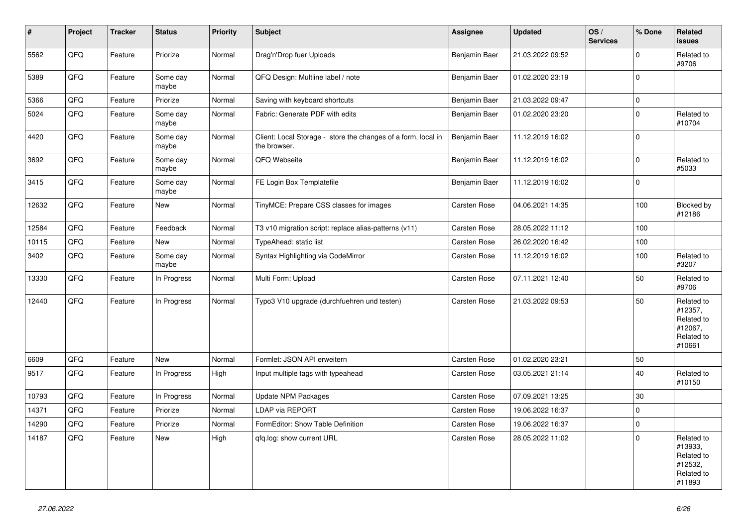| # | Project | Tracker | Status | Priority | Subject | Assignee | Updated | OS / Services | % Done | Related issues |
|---|---|---|---|---|---|---|---|---|---|---|
| 5562 | QFQ | Feature | Priorize | Normal | Drag'n'Drop fuer Uploads | Benjamin Baer | 21.03.2022 09:52 | | 0 | Related to #9706 |
| 5389 | QFQ | Feature | Some day maybe | Normal | QFQ Design: Multline label / note | Benjamin Baer | 01.02.2020 23:19 | | 0 | |
| 5366 | QFQ | Feature | Priorize | Normal | Saving with keyboard shortcuts | Benjamin Baer | 21.03.2022 09:47 | | 0 | |
| 5024 | QFQ | Feature | Some day maybe | Normal | Fabric: Generate PDF with edits | Benjamin Baer | 01.02.2020 23:20 | | 0 | Related to #10704 |
| 4420 | QFQ | Feature | Some day maybe | Normal | Client: Local Storage - store the changes of a form, local in the browser. | Benjamin Baer | 11.12.2019 16:02 | | 0 | |
| 3692 | QFQ | Feature | Some day maybe | Normal | QFQ Webseite | Benjamin Baer | 11.12.2019 16:02 | | 0 | Related to #5033 |
| 3415 | QFQ | Feature | Some day maybe | Normal | FE Login Box Templatefile | Benjamin Baer | 11.12.2019 16:02 | | 0 | |
| 12632 | QFQ | Feature | New | Normal | TinyMCE: Prepare CSS classes for images | Carsten Rose | 04.06.2021 14:35 | | 100 | Blocked by #12186 |
| 12584 | QFQ | Feature | Feedback | Normal | T3 v10 migration script: replace alias-patterns (v11) | Carsten Rose | 28.05.2022 11:12 | | 100 | |
| 10115 | QFQ | Feature | New | Normal | TypeAhead: static list | Carsten Rose | 26.02.2020 16:42 | | 100 | |
| 3402 | QFQ | Feature | Some day maybe | Normal | Syntax Highlighting via CodeMirror | Carsten Rose | 11.12.2019 16:02 | | 100 | Related to #3207 |
| 13330 | QFQ | Feature | In Progress | Normal | Multi Form: Upload | Carsten Rose | 07.11.2021 12:40 | | 50 | Related to #9706 |
| 12440 | QFQ | Feature | In Progress | Normal | Typo3 V10 upgrade (durchfuehren und testen) | Carsten Rose | 21.03.2022 09:53 | | 50 | Related to #12357, Related to #12067, Related to #10661 |
| 6609 | QFQ | Feature | New | Normal | Formlet: JSON API erweitern | Carsten Rose | 01.02.2020 23:21 | | 50 | |
| 9517 | QFQ | Feature | In Progress | High | Input multiple tags with typeahead | Carsten Rose | 03.05.2021 21:14 | | 40 | Related to #10150 |
| 10793 | QFQ | Feature | In Progress | Normal | Update NPM Packages | Carsten Rose | 07.09.2021 13:25 | | 30 | |
| 14371 | QFQ | Feature | Priorize | Normal | LDAP via REPORT | Carsten Rose | 19.06.2022 16:37 | | 0 | |
| 14290 | QFQ | Feature | Priorize | Normal | FormEditor: Show Table Definition | Carsten Rose | 19.06.2022 16:37 | | 0 | |
| 14187 | QFQ | Feature | New | High | qfq.log: show current URL | Carsten Rose | 28.05.2022 11:02 | | 0 | Related to #13933, Related to #12532, Related to #11893 |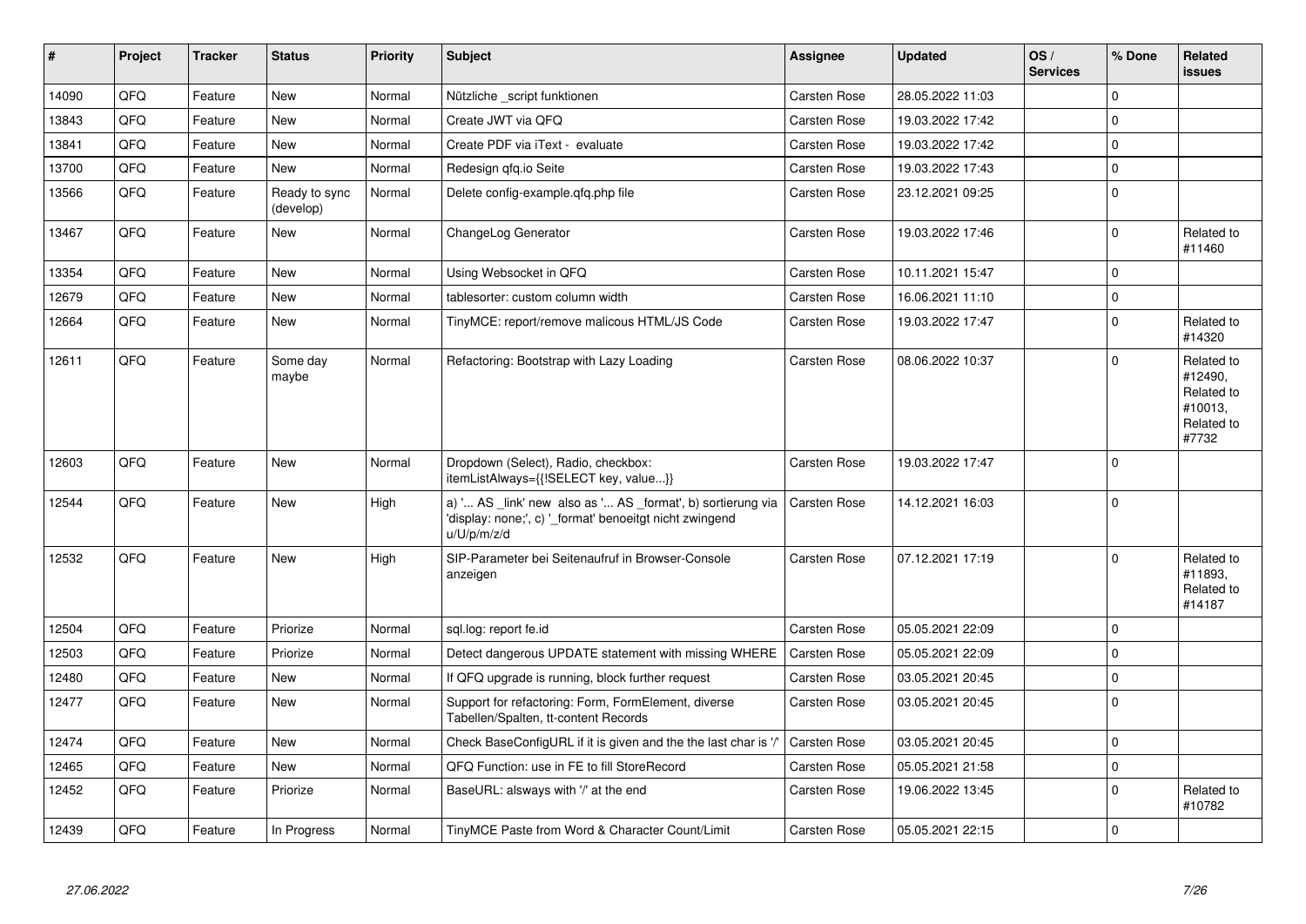| # | Project | Tracker | Status | Priority | Subject | Assignee | Updated | OS / Services | % Done | Related issues |
|---|---|---|---|---|---|---|---|---|---|---|
| 14090 | QFQ | Feature | New | Normal | Nützliche _script funktionen | Carsten Rose | 28.05.2022 11:03 | | 0 | |
| 13843 | QFQ | Feature | New | Normal | Create JWT via QFQ | Carsten Rose | 19.03.2022 17:42 | | 0 | |
| 13841 | QFQ | Feature | New | Normal | Create PDF via iText - evaluate | Carsten Rose | 19.03.2022 17:42 | | 0 | |
| 13700 | QFQ | Feature | New | Normal | Redesign qfq.io Seite | Carsten Rose | 19.03.2022 17:43 | | 0 | |
| 13566 | QFQ | Feature | Ready to sync (develop) | Normal | Delete config-example.qfq.php file | Carsten Rose | 23.12.2021 09:25 | | 0 | |
| 13467 | QFQ | Feature | New | Normal | ChangeLog Generator | Carsten Rose | 19.03.2022 17:46 | | 0 | Related to #11460 |
| 13354 | QFQ | Feature | New | Normal | Using Websocket in QFQ | Carsten Rose | 10.11.2021 15:47 | | 0 | |
| 12679 | QFQ | Feature | New | Normal | tablesorter: custom column width | Carsten Rose | 16.06.2021 11:10 | | 0 | |
| 12664 | QFQ | Feature | New | Normal | TinyMCE: report/remove malicous HTML/JS Code | Carsten Rose | 19.03.2022 17:47 | | 0 | Related to #14320 |
| 12611 | QFQ | Feature | Some day maybe | Normal | Refactoring: Bootstrap with Lazy Loading | Carsten Rose | 08.06.2022 10:37 | | 0 | Related to #12490, Related to #10013, Related to #7732 |
| 12603 | QFQ | Feature | New | Normal | Dropdown (Select), Radio, checkbox: itemListAlways={{!SELECT key, value...}} | Carsten Rose | 19.03.2022 17:47 | | 0 | |
| 12544 | QFQ | Feature | New | High | a) '... AS _link' new also as '... AS _format', b) sortierung via 'display: none;', c) '_format' benoeitgt nicht zwingend u/U/p/m/z/d | Carsten Rose | 14.12.2021 16:03 | | 0 | |
| 12532 | QFQ | Feature | New | High | SIP-Parameter bei Seitenaufruf in Browser-Console anzeigen | Carsten Rose | 07.12.2021 17:19 | | 0 | Related to #11893, Related to #14187 |
| 12504 | QFQ | Feature | Priorize | Normal | sql.log: report fe.id | Carsten Rose | 05.05.2021 22:09 | | 0 | |
| 12503 | QFQ | Feature | Priorize | Normal | Detect dangerous UPDATE statement with missing WHERE | Carsten Rose | 05.05.2021 22:09 | | 0 | |
| 12480 | QFQ | Feature | New | Normal | If QFQ upgrade is running, block further request | Carsten Rose | 03.05.2021 20:45 | | 0 | |
| 12477 | QFQ | Feature | New | Normal | Support for refactoring: Form, FormElement, diverse Tabellen/Spalten, tt-content Records | Carsten Rose | 03.05.2021 20:45 | | 0 | |
| 12474 | QFQ | Feature | New | Normal | Check BaseConfigURL if it is given and the the last char is '/' | Carsten Rose | 03.05.2021 20:45 | | 0 | |
| 12465 | QFQ | Feature | New | Normal | QFQ Function: use in FE to fill StoreRecord | Carsten Rose | 05.05.2021 21:58 | | 0 | |
| 12452 | QFQ | Feature | Priorize | Normal | BaseURL: alsways with '/' at the end | Carsten Rose | 19.06.2022 13:45 | | 0 | Related to #10782 |
| 12439 | QFQ | Feature | In Progress | Normal | TinyMCE Paste from Word & Character Count/Limit | Carsten Rose | 05.05.2021 22:15 | | 0 | |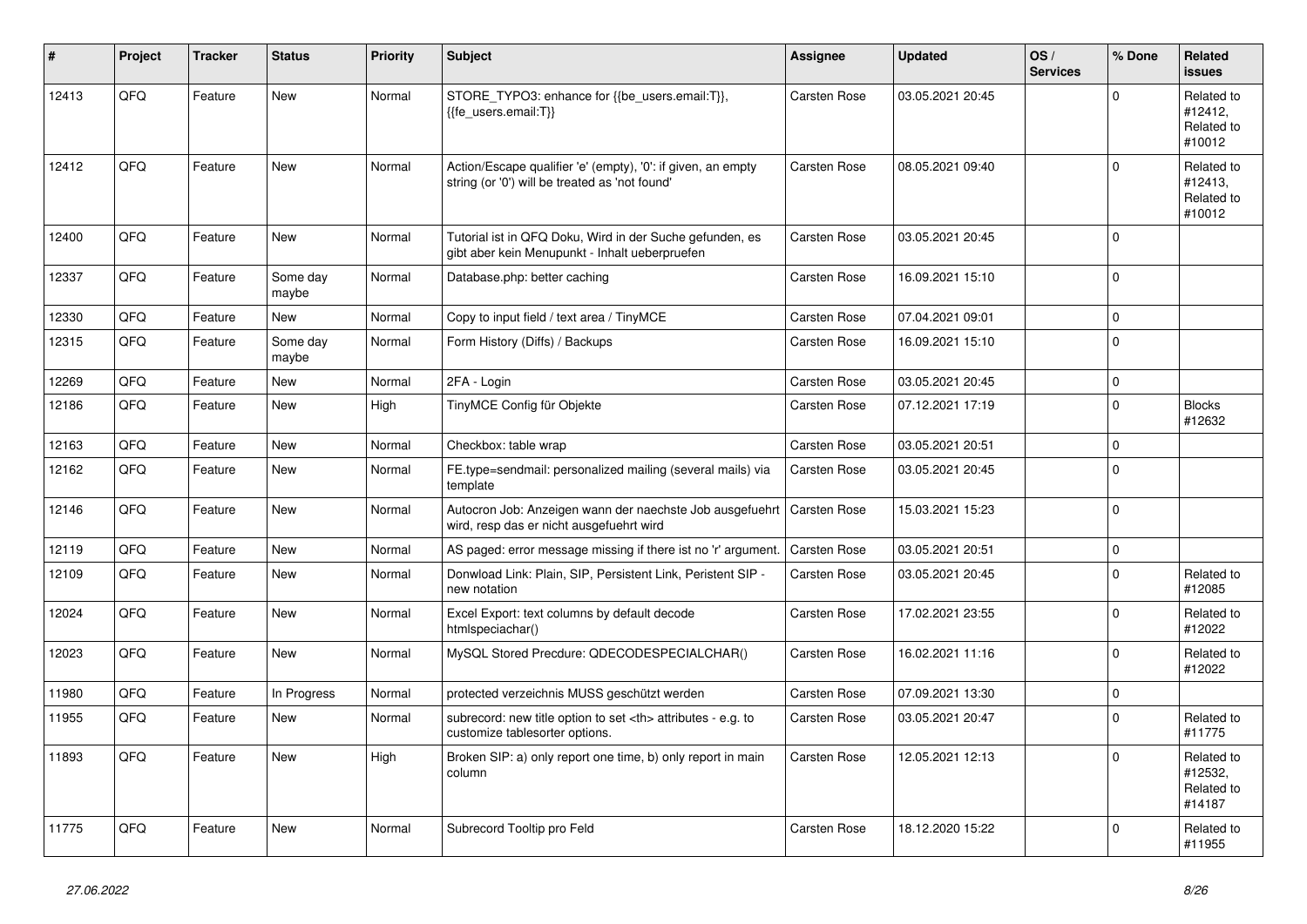| # | Project | Tracker | Status | Priority | Subject | Assignee | Updated | OS / Services | % Done | Related issues |
|---|---|---|---|---|---|---|---|---|---|---|
| 12413 | QFQ | Feature | New | Normal | STORE_TYPO3: enhance for {{be_users.email:T}}, {{fe_users.email:T}} | Carsten Rose | 03.05.2021 20:45 | | 0 | Related to #12412, Related to #10012 |
| 12412 | QFQ | Feature | New | Normal | Action/Escape qualifier 'e' (empty), '0': if given, an empty string (or '0') will be treated as 'not found' | Carsten Rose | 08.05.2021 09:40 | | 0 | Related to #12413, Related to #10012 |
| 12400 | QFQ | Feature | New | Normal | Tutorial ist in QFQ Doku, Wird in der Suche gefunden, es gibt aber kein Menupunkt - Inhalt ueberpruefen | Carsten Rose | 03.05.2021 20:45 | | 0 | |
| 12337 | QFQ | Feature | Some day maybe | Normal | Database.php: better caching | Carsten Rose | 16.09.2021 15:10 | | 0 | |
| 12330 | QFQ | Feature | New | Normal | Copy to input field / text area / TinyMCE | Carsten Rose | 07.04.2021 09:01 | | 0 | |
| 12315 | QFQ | Feature | Some day maybe | Normal | Form History (Diffs) / Backups | Carsten Rose | 16.09.2021 15:10 | | 0 | |
| 12269 | QFQ | Feature | New | Normal | 2FA - Login | Carsten Rose | 03.05.2021 20:45 | | 0 | |
| 12186 | QFQ | Feature | New | High | TinyMCE Config für Objekte | Carsten Rose | 07.12.2021 17:19 | | 0 | Blocks #12632 |
| 12163 | QFQ | Feature | New | Normal | Checkbox: table wrap | Carsten Rose | 03.05.2021 20:51 | | 0 | |
| 12162 | QFQ | Feature | New | Normal | FE.type=sendmail: personalized mailing (several mails) via template | Carsten Rose | 03.05.2021 20:45 | | 0 | |
| 12146 | QFQ | Feature | New | Normal | Autocron Job: Anzeigen wann der naechste Job ausgefuehrt wird, resp das er nicht ausgefuehrt wird | Carsten Rose | 15.03.2021 15:23 | | 0 | |
| 12119 | QFQ | Feature | New | Normal | AS paged: error message missing if there ist no 'r' argument. | Carsten Rose | 03.05.2021 20:51 | | 0 | |
| 12109 | QFQ | Feature | New | Normal | Donwload Link: Plain, SIP, Persistent Link, Peristent SIP - new notation | Carsten Rose | 03.05.2021 20:45 | | 0 | Related to #12085 |
| 12024 | QFQ | Feature | New | Normal | Excel Export: text columns by default decode htmlspeciachar() | Carsten Rose | 17.02.2021 23:55 | | 0 | Related to #12022 |
| 12023 | QFQ | Feature | New | Normal | MySQL Stored Precdure: QDECODESPECIALCHAR() | Carsten Rose | 16.02.2021 11:16 | | 0 | Related to #12022 |
| 11980 | QFQ | Feature | In Progress | Normal | protected verzeichnis MUSS geschützt werden | Carsten Rose | 07.09.2021 13:30 | | 0 | |
| 11955 | QFQ | Feature | New | Normal | subrecord: new title option to set <th> attributes - e.g. to customize tablesorter options. | Carsten Rose | 03.05.2021 20:47 | | 0 | Related to #11775 |
| 11893 | QFQ | Feature | New | High | Broken SIP: a) only report one time, b) only report in main column | Carsten Rose | 12.05.2021 12:13 | | 0 | Related to #12532, Related to #14187 |
| 11775 | QFQ | Feature | New | Normal | Subrecord Tooltip pro Feld | Carsten Rose | 18.12.2020 15:22 | | 0 | Related to #11955 |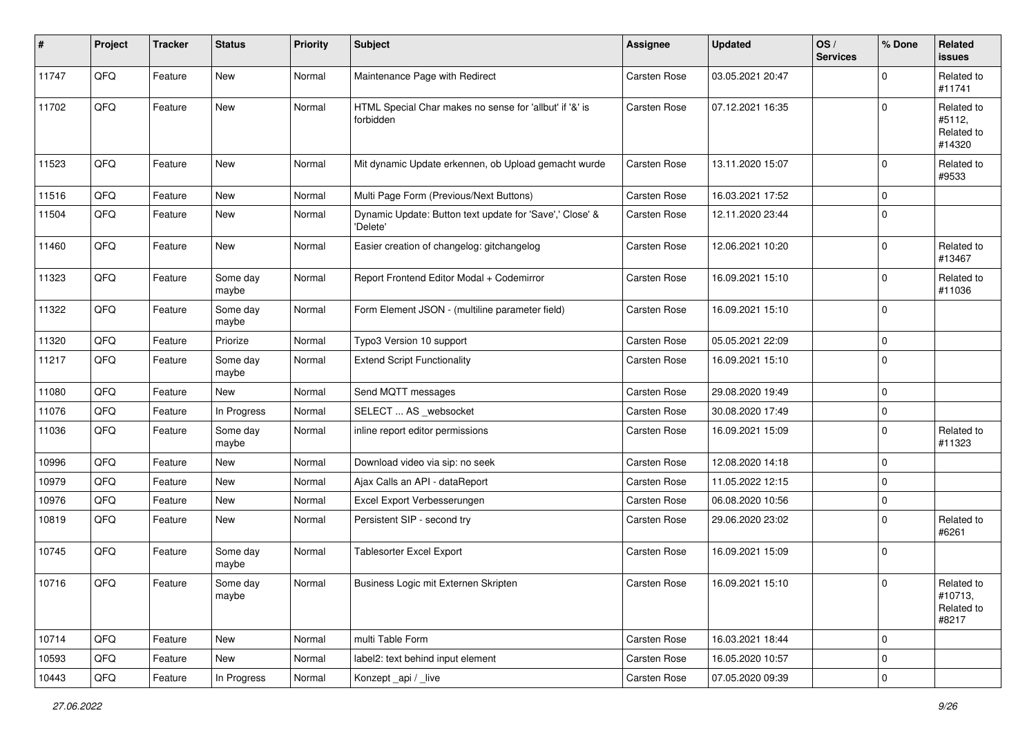| # | Project | Tracker | Status | Priority | Subject | Assignee | Updated | OS / Services | % Done | Related issues |
|---|---|---|---|---|---|---|---|---|---|---|
| 11747 | QFQ | Feature | New | Normal | Maintenance Page with Redirect | Carsten Rose | 03.05.2021 20:47 | | 0 | Related to #11741 |
| 11702 | QFQ | Feature | New | Normal | HTML Special Char makes no sense for 'allbut' if '&' is forbidden | Carsten Rose | 07.12.2021 16:35 | | 0 | Related to #5112, Related to #14320 |
| 11523 | QFQ | Feature | New | Normal | Mit dynamic Update erkennen, ob Upload gemacht wurde | Carsten Rose | 13.11.2020 15:07 | | 0 | Related to #9533 |
| 11516 | QFQ | Feature | New | Normal | Multi Page Form (Previous/Next Buttons) | Carsten Rose | 16.03.2021 17:52 | | 0 | |
| 11504 | QFQ | Feature | New | Normal | Dynamic Update: Button text update for 'Save',' Close' & 'Delete' | Carsten Rose | 12.11.2020 23:44 | | 0 | |
| 11460 | QFQ | Feature | New | Normal | Easier creation of changelog: gitchangelog | Carsten Rose | 12.06.2021 10:20 | | 0 | Related to #13467 |
| 11323 | QFQ | Feature | Some day maybe | Normal | Report Frontend Editor Modal + Codemirror | Carsten Rose | 16.09.2021 15:10 | | 0 | Related to #11036 |
| 11322 | QFQ | Feature | Some day maybe | Normal | Form Element JSON - (multiline parameter field) | Carsten Rose | 16.09.2021 15:10 | | 0 | |
| 11320 | QFQ | Feature | Priorize | Normal | Typo3 Version 10 support | Carsten Rose | 05.05.2021 22:09 | | 0 | |
| 11217 | QFQ | Feature | Some day maybe | Normal | Extend Script Functionality | Carsten Rose | 16.09.2021 15:10 | | 0 | |
| 11080 | QFQ | Feature | New | Normal | Send MQTT messages | Carsten Rose | 29.08.2020 19:49 | | 0 | |
| 11076 | QFQ | Feature | In Progress | Normal | SELECT ... AS _websocket | Carsten Rose | 30.08.2020 17:49 | | 0 | |
| 11036 | QFQ | Feature | Some day maybe | Normal | inline report editor permissions | Carsten Rose | 16.09.2021 15:09 | | 0 | Related to #11323 |
| 10996 | QFQ | Feature | New | Normal | Download video via sip: no seek | Carsten Rose | 12.08.2020 14:18 | | 0 | |
| 10979 | QFQ | Feature | New | Normal | Ajax Calls an API - dataReport | Carsten Rose | 11.05.2022 12:15 | | 0 | |
| 10976 | QFQ | Feature | New | Normal | Excel Export Verbesserungen | Carsten Rose | 06.08.2020 10:56 | | 0 | |
| 10819 | QFQ | Feature | New | Normal | Persistent SIP - second try | Carsten Rose | 29.06.2020 23:02 | | 0 | Related to #6261 |
| 10745 | QFQ | Feature | Some day maybe | Normal | Tablesorter Excel Export | Carsten Rose | 16.09.2021 15:09 | | 0 | |
| 10716 | QFQ | Feature | Some day maybe | Normal | Business Logic mit Externen Skripten | Carsten Rose | 16.09.2021 15:10 | | 0 | Related to #10713, Related to #8217 |
| 10714 | QFQ | Feature | New | Normal | multi Table Form | Carsten Rose | 16.03.2021 18:44 | | 0 | |
| 10593 | QFQ | Feature | New | Normal | label2: text behind input element | Carsten Rose | 16.05.2020 10:57 | | 0 | |
| 10443 | QFQ | Feature | In Progress | Normal | Konzept _api / _live | Carsten Rose | 07.05.2020 09:39 | | 0 | |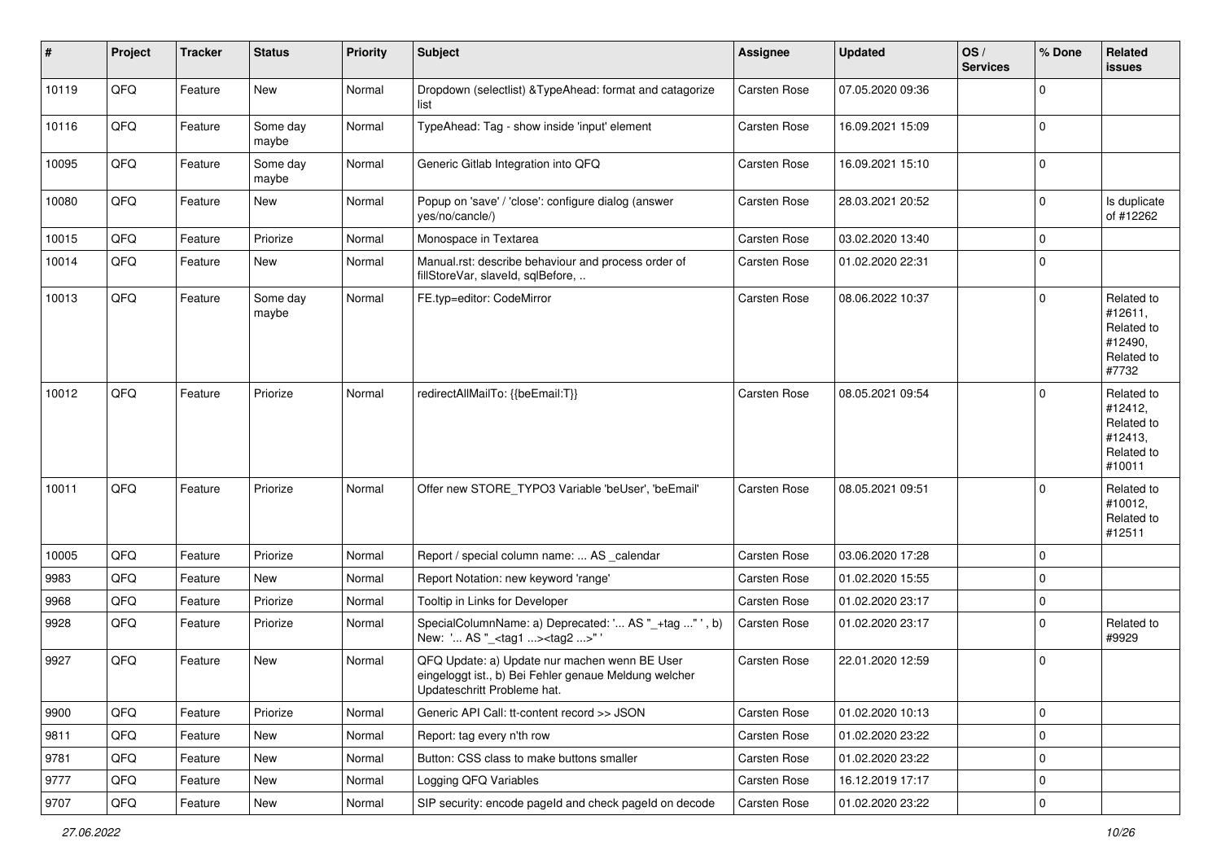| # | Project | Tracker | Status | Priority | Subject | Assignee | Updated | OS / Services | % Done | Related issues |
|---|---|---|---|---|---|---|---|---|---|---|
| 10119 | QFQ | Feature | New | Normal | Dropdown (selectlist) &TypeAhead: format and catagorize list | Carsten Rose | 07.05.2020 09:36 | | 0 | |
| 10116 | QFQ | Feature | Some day maybe | Normal | TypeAhead: Tag - show inside 'input' element | Carsten Rose | 16.09.2021 15:09 | | 0 | |
| 10095 | QFQ | Feature | Some day maybe | Normal | Generic Gitlab Integration into QFQ | Carsten Rose | 16.09.2021 15:10 | | 0 | |
| 10080 | QFQ | Feature | New | Normal | Popup on 'save' / 'close': configure dialog (answer yes/no/cancle/) | Carsten Rose | 28.03.2021 20:52 | | 0 | Is duplicate of #12262 |
| 10015 | QFQ | Feature | Priorize | Normal | Monospace in Textarea | Carsten Rose | 03.02.2020 13:40 | | 0 | |
| 10014 | QFQ | Feature | New | Normal | Manual.rst: describe behaviour and process order of fillStoreVar, slaveId, sqlBefore, .. | Carsten Rose | 01.02.2020 22:31 | | 0 | |
| 10013 | QFQ | Feature | Some day maybe | Normal | FE.typ=editor: CodeMirror | Carsten Rose | 08.06.2022 10:37 | | 0 | Related to #12611, Related to #12490, Related to #7732 |
| 10012 | QFQ | Feature | Priorize | Normal | redirectAllMailTo: {{beEmail:T}} | Carsten Rose | 08.05.2021 09:54 | | 0 | Related to #12412, Related to #12413, Related to #10011 |
| 10011 | QFQ | Feature | Priorize | Normal | Offer new STORE_TYPO3 Variable 'beUser', 'beEmail' | Carsten Rose | 08.05.2021 09:51 | | 0 | Related to #10012, Related to #12511 |
| 10005 | QFQ | Feature | Priorize | Normal | Report / special column name: ... AS _calendar | Carsten Rose | 03.06.2020 17:28 | | 0 | |
| 9983 | QFQ | Feature | New | Normal | Report Notation: new keyword 'range' | Carsten Rose | 01.02.2020 15:55 | | 0 | |
| 9968 | QFQ | Feature | Priorize | Normal | Tooltip in Links for Developer | Carsten Rose | 01.02.2020 23:17 | | 0 | |
| 9928 | QFQ | Feature | Priorize | Normal | SpecialColumnName: a) Deprecated: '... AS "_+tag ..." ', b) New: '... AS "_<tag1 ...><tag2 ...>" ' | Carsten Rose | 01.02.2020 23:17 | | 0 | Related to #9929 |
| 9927 | QFQ | Feature | New | Normal | QFQ Update: a) Update nur machen wenn BE User eingeloggt ist., b) Bei Fehler genaue Meldung welcher Updateschritt Probleme hat. | Carsten Rose | 22.01.2020 12:59 | | 0 | |
| 9900 | QFQ | Feature | Priorize | Normal | Generic API Call: tt-content record >> JSON | Carsten Rose | 01.02.2020 10:13 | | 0 | |
| 9811 | QFQ | Feature | New | Normal | Report: tag every n'th row | Carsten Rose | 01.02.2020 23:22 | | 0 | |
| 9781 | QFQ | Feature | New | Normal | Button: CSS class to make buttons smaller | Carsten Rose | 01.02.2020 23:22 | | 0 | |
| 9777 | QFQ | Feature | New | Normal | Logging QFQ Variables | Carsten Rose | 16.12.2019 17:17 | | 0 | |
| 9707 | QFQ | Feature | New | Normal | SIP security: encode pageId and check pageId on decode | Carsten Rose | 01.02.2020 23:22 | | 0 | |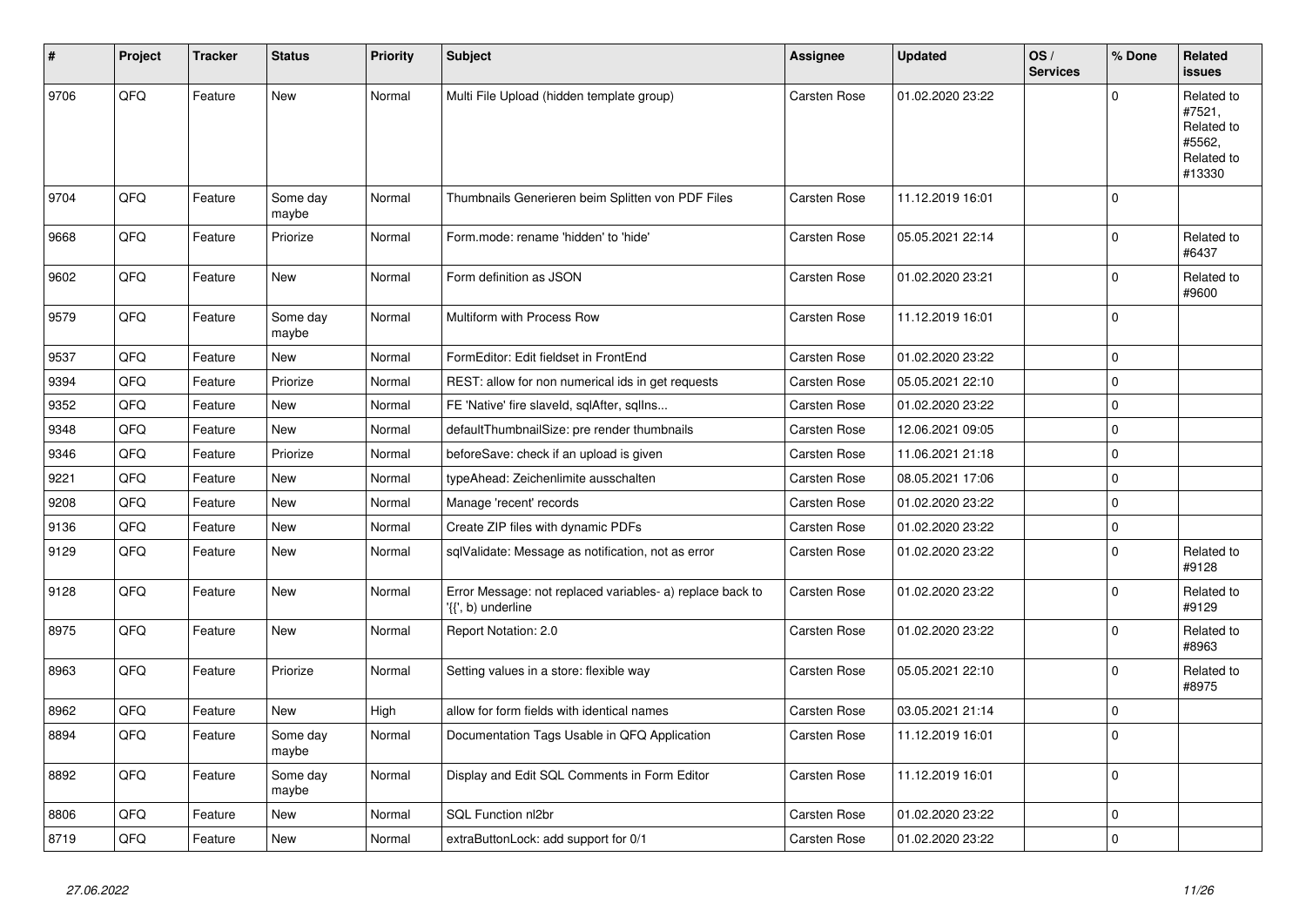| # | Project | Tracker | Status | Priority | Subject | Assignee | Updated | OS / Services | % Done | Related issues |
|---|---|---|---|---|---|---|---|---|---|---|
| 9706 | QFQ | Feature | New | Normal | Multi File Upload (hidden template group) | Carsten Rose | 01.02.2020 23:22 | | 0 | Related to #7521, Related to #5562, Related to #13330 |
| 9704 | QFQ | Feature | Some day maybe | Normal | Thumbnails Generieren beim Splitten von PDF Files | Carsten Rose | 11.12.2019 16:01 | | 0 | |
| 9668 | QFQ | Feature | Priorize | Normal | Form.mode: rename 'hidden' to 'hide' | Carsten Rose | 05.05.2021 22:14 | | 0 | Related to #6437 |
| 9602 | QFQ | Feature | New | Normal | Form definition as JSON | Carsten Rose | 01.02.2020 23:21 | | 0 | Related to #9600 |
| 9579 | QFQ | Feature | Some day maybe | Normal | Multiform with Process Row | Carsten Rose | 11.12.2019 16:01 | | 0 | |
| 9537 | QFQ | Feature | New | Normal | FormEditor: Edit fieldset in FrontEnd | Carsten Rose | 01.02.2020 23:22 | | 0 | |
| 9394 | QFQ | Feature | Priorize | Normal | REST: allow for non numerical ids in get requests | Carsten Rose | 05.05.2021 22:10 | | 0 | |
| 9352 | QFQ | Feature | New | Normal | FE 'Native' fire slaveId, sqlAfter, sqlIns... | Carsten Rose | 01.02.2020 23:22 | | 0 | |
| 9348 | QFQ | Feature | New | Normal | defaultThumbnailSize: pre render thumbnails | Carsten Rose | 12.06.2021 09:05 | | 0 | |
| 9346 | QFQ | Feature | Priorize | Normal | beforeSave: check if an upload is given | Carsten Rose | 11.06.2021 21:18 | | 0 | |
| 9221 | QFQ | Feature | New | Normal | typeAhead: Zeichenlimite ausschalten | Carsten Rose | 08.05.2021 17:06 | | 0 | |
| 9208 | QFQ | Feature | New | Normal | Manage 'recent' records | Carsten Rose | 01.02.2020 23:22 | | 0 | |
| 9136 | QFQ | Feature | New | Normal | Create ZIP files with dynamic PDFs | Carsten Rose | 01.02.2020 23:22 | | 0 | |
| 9129 | QFQ | Feature | New | Normal | sqlValidate: Message as notification, not as error | Carsten Rose | 01.02.2020 23:22 | | 0 | Related to #9128 |
| 9128 | QFQ | Feature | New | Normal | Error Message: not replaced variables- a) replace back to '{{', b) underline | Carsten Rose | 01.02.2020 23:22 | | 0 | Related to #9129 |
| 8975 | QFQ | Feature | New | Normal | Report Notation: 2.0 | Carsten Rose | 01.02.2020 23:22 | | 0 | Related to #8963 |
| 8963 | QFQ | Feature | Priorize | Normal | Setting values in a store: flexible way | Carsten Rose | 05.05.2021 22:10 | | 0 | Related to #8975 |
| 8962 | QFQ | Feature | New | High | allow for form fields with identical names | Carsten Rose | 03.05.2021 21:14 | | 0 | |
| 8894 | QFQ | Feature | Some day maybe | Normal | Documentation Tags Usable in QFQ Application | Carsten Rose | 11.12.2019 16:01 | | 0 | |
| 8892 | QFQ | Feature | Some day maybe | Normal | Display and Edit SQL Comments in Form Editor | Carsten Rose | 11.12.2019 16:01 | | 0 | |
| 8806 | QFQ | Feature | New | Normal | SQL Function nl2br | Carsten Rose | 01.02.2020 23:22 | | 0 | |
| 8719 | QFQ | Feature | New | Normal | extraButtonLock: add support for 0/1 | Carsten Rose | 01.02.2020 23:22 | | 0 | |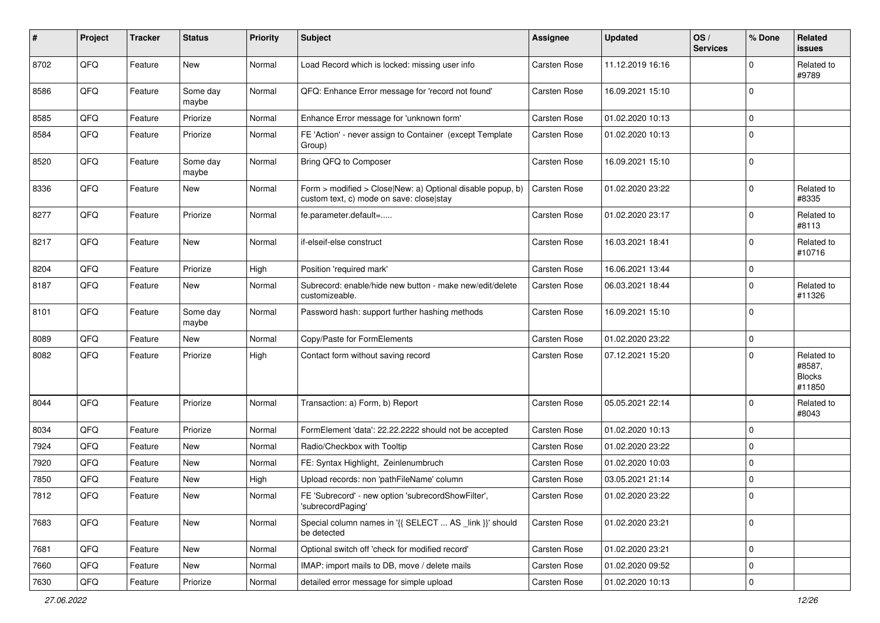| # | Project | Tracker | Status | Priority | Subject | Assignee | Updated | OS / Services | % Done | Related issues |
|---|---|---|---|---|---|---|---|---|---|---|
| 8702 | QFQ | Feature | New | Normal | Load Record which is locked: missing user info | Carsten Rose | 11.12.2019 16:16 | | 0 | Related to #9789 |
| 8586 | QFQ | Feature | Some day maybe | Normal | QFQ: Enhance Error message for 'record not found' | Carsten Rose | 16.09.2021 15:10 | | 0 | |
| 8585 | QFQ | Feature | Priorize | Normal | Enhance Error message for 'unknown form' | Carsten Rose | 01.02.2020 10:13 | | 0 | |
| 8584 | QFQ | Feature | Priorize | Normal | FE 'Action' - never assign to Container (except Template Group) | Carsten Rose | 01.02.2020 10:13 | | 0 | |
| 8520 | QFQ | Feature | Some day maybe | Normal | Bring QFQ to Composer | Carsten Rose | 16.09.2021 15:10 | | 0 | |
| 8336 | QFQ | Feature | New | Normal | Form > modified > Close\|New: a) Optional disable popup, b) custom text, c) mode on save: close\|stay | Carsten Rose | 01.02.2020 23:22 | | 0 | Related to #8335 |
| 8277 | QFQ | Feature | Priorize | Normal | fe.parameter.default=..... | Carsten Rose | 01.02.2020 23:17 | | 0 | Related to #8113 |
| 8217 | QFQ | Feature | New | Normal | if-elseif-else construct | Carsten Rose | 16.03.2021 18:41 | | 0 | Related to #10716 |
| 8204 | QFQ | Feature | Priorize | High | Position 'required mark' | Carsten Rose | 16.06.2021 13:44 | | 0 | |
| 8187 | QFQ | Feature | New | Normal | Subrecord: enable/hide new button - make new/edit/delete customizeable. | Carsten Rose | 06.03.2021 18:44 | | 0 | Related to #11326 |
| 8101 | QFQ | Feature | Some day maybe | Normal | Password hash: support further hashing methods | Carsten Rose | 16.09.2021 15:10 | | 0 | |
| 8089 | QFQ | Feature | New | Normal | Copy/Paste for FormElements | Carsten Rose | 01.02.2020 23:22 | | 0 | |
| 8082 | QFQ | Feature | Priorize | High | Contact form without saving record | Carsten Rose | 07.12.2021 15:20 | | 0 | Related to #8587, Blocks #11850 |
| 8044 | QFQ | Feature | Priorize | Normal | Transaction: a) Form, b) Report | Carsten Rose | 05.05.2021 22:14 | | 0 | Related to #8043 |
| 8034 | QFQ | Feature | Priorize | Normal | FormElement 'data': 22.22.2222 should not be accepted | Carsten Rose | 01.02.2020 10:13 | | 0 | |
| 7924 | QFQ | Feature | New | Normal | Radio/Checkbox with Tooltip | Carsten Rose | 01.02.2020 23:22 | | 0 | |
| 7920 | QFQ | Feature | New | Normal | FE: Syntax Highlight, Zeinlenumbruch | Carsten Rose | 01.02.2020 10:03 | | 0 | |
| 7850 | QFQ | Feature | New | High | Upload records: non 'pathFileName' column | Carsten Rose | 03.05.2021 21:14 | | 0 | |
| 7812 | QFQ | Feature | New | Normal | FE 'Subrecord' - new option 'subrecordShowFilter', 'subrecordPaging' | Carsten Rose | 01.02.2020 23:22 | | 0 | |
| 7683 | QFQ | Feature | New | Normal | Special column names in '{{ SELECT ... AS _link }}' should be detected | Carsten Rose | 01.02.2020 23:21 | | 0 | |
| 7681 | QFQ | Feature | New | Normal | Optional switch off 'check for modified record' | Carsten Rose | 01.02.2020 23:21 | | 0 | |
| 7660 | QFQ | Feature | New | Normal | IMAP: import mails to DB, move / delete mails | Carsten Rose | 01.02.2020 09:52 | | 0 | |
| 7630 | QFQ | Feature | Priorize | Normal | detailed error message for simple upload | Carsten Rose | 01.02.2020 10:13 | | 0 | |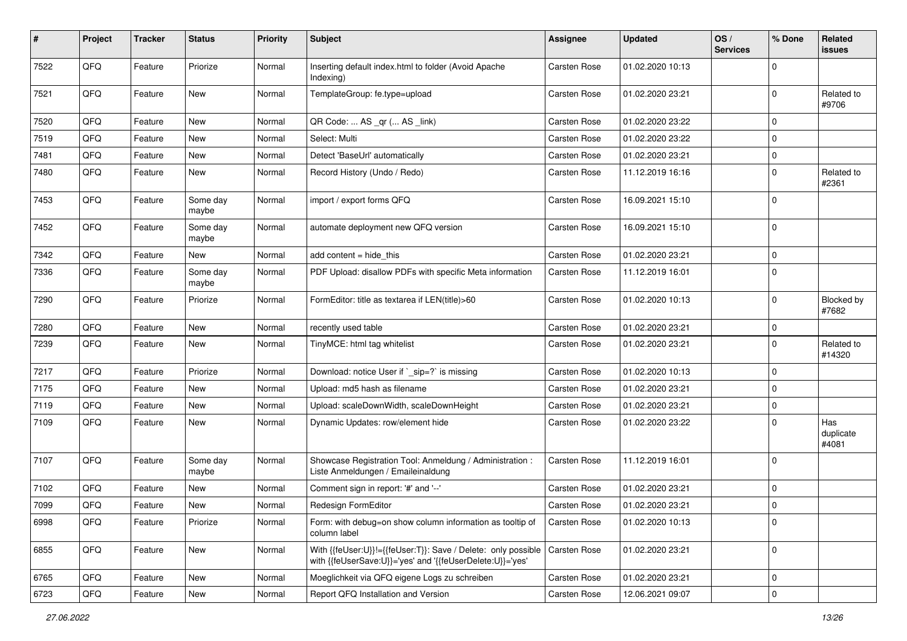| # | Project | Tracker | Status | Priority | Subject | Assignee | Updated | OS / Services | % Done | Related issues |
|---|---|---|---|---|---|---|---|---|---|---|
| 7522 | QFQ | Feature | Priorize | Normal | Inserting default index.html to folder (Avoid Apache Indexing) | Carsten Rose | 01.02.2020 10:13 | | 0 | |
| 7521 | QFQ | Feature | New | Normal | TemplateGroup: fe.type=upload | Carsten Rose | 01.02.2020 23:21 | | 0 | Related to #9706 |
| 7520 | QFQ | Feature | New | Normal | QR Code: ... AS _qr (... AS _link) | Carsten Rose | 01.02.2020 23:22 | | 0 | |
| 7519 | QFQ | Feature | New | Normal | Select: Multi | Carsten Rose | 01.02.2020 23:22 | | 0 | |
| 7481 | QFQ | Feature | New | Normal | Detect 'BaseUrl' automatically | Carsten Rose | 01.02.2020 23:21 | | 0 | |
| 7480 | QFQ | Feature | New | Normal | Record History (Undo / Redo) | Carsten Rose | 11.12.2019 16:16 | | 0 | Related to #2361 |
| 7453 | QFQ | Feature | Some day maybe | Normal | import / export forms QFQ | Carsten Rose | 16.09.2021 15:10 | | 0 | |
| 7452 | QFQ | Feature | Some day maybe | Normal | automate deployment new QFQ version | Carsten Rose | 16.09.2021 15:10 | | 0 | |
| 7342 | QFQ | Feature | New | Normal | add content = hide_this | Carsten Rose | 01.02.2020 23:21 | | 0 | |
| 7336 | QFQ | Feature | Some day maybe | Normal | PDF Upload: disallow PDFs with specific Meta information | Carsten Rose | 11.12.2019 16:01 | | 0 | |
| 7290 | QFQ | Feature | Priorize | Normal | FormEditor: title as textarea if LEN(title)>60 | Carsten Rose | 01.02.2020 10:13 | | 0 | Blocked by #7682 |
| 7280 | QFQ | Feature | New | Normal | recently used table | Carsten Rose | 01.02.2020 23:21 | | 0 | |
| 7239 | QFQ | Feature | New | Normal | TinyMCE: html tag whitelist | Carsten Rose | 01.02.2020 23:21 | | 0 | Related to #14320 |
| 7217 | QFQ | Feature | Priorize | Normal | Download: notice User if `_sip=?` is missing | Carsten Rose | 01.02.2020 10:13 | | 0 | |
| 7175 | QFQ | Feature | New | Normal | Upload: md5 hash as filename | Carsten Rose | 01.02.2020 23:21 | | 0 | |
| 7119 | QFQ | Feature | New | Normal | Upload: scaleDownWidth, scaleDownHeight | Carsten Rose | 01.02.2020 23:21 | | 0 | |
| 7109 | QFQ | Feature | New | Normal | Dynamic Updates: row/element hide | Carsten Rose | 01.02.2020 23:22 | | 0 | Has duplicate #4081 |
| 7107 | QFQ | Feature | Some day maybe | Normal | Showcase Registration Tool: Anmeldung / Administration : Liste Anmeldungen / Emaileinaldung | Carsten Rose | 11.12.2019 16:01 | | 0 | |
| 7102 | QFQ | Feature | New | Normal | Comment sign in report: '#' and '--' | Carsten Rose | 01.02.2020 23:21 | | 0 | |
| 7099 | QFQ | Feature | New | Normal | Redesign FormEditor | Carsten Rose | 01.02.2020 23:21 | | 0 | |
| 6998 | QFQ | Feature | Priorize | Normal | Form: with debug=on show column information as tooltip of column label | Carsten Rose | 01.02.2020 10:13 | | 0 | |
| 6855 | QFQ | Feature | New | Normal | With {{feUser:U}}!={{feUser:T}}: Save / Delete: only possible with {{feUserSave:U}}='yes' and '{{feUserDelete:U}}='yes' | Carsten Rose | 01.02.2020 23:21 | | 0 | |
| 6765 | QFQ | Feature | New | Normal | Moeglichkeit via QFQ eigene Logs zu schreiben | Carsten Rose | 01.02.2020 23:21 | | 0 | |
| 6723 | QFQ | Feature | New | Normal | Report QFQ Installation and Version | Carsten Rose | 12.06.2021 09:07 | | 0 | |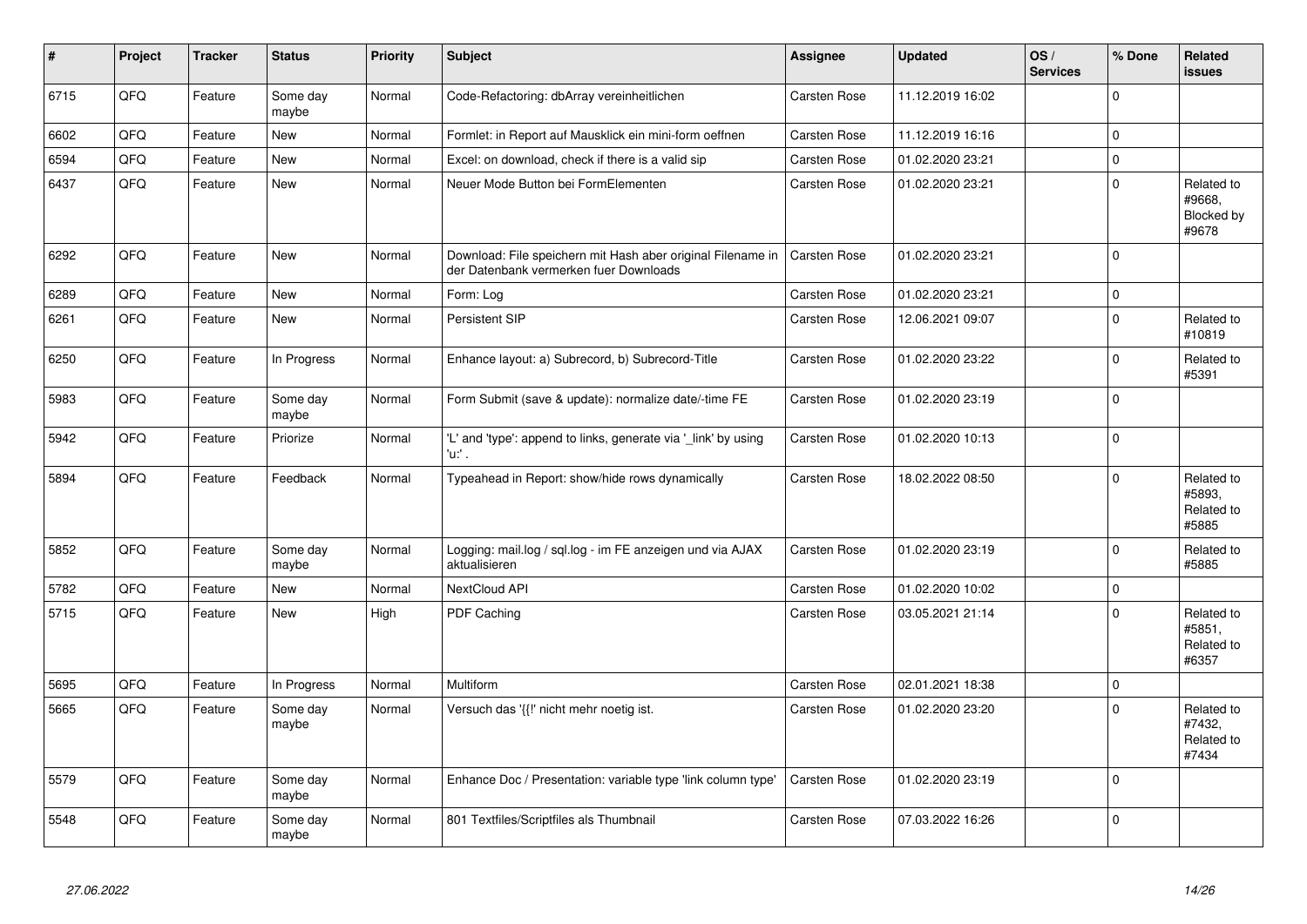| # | Project | Tracker | Status | Priority | Subject | Assignee | Updated | OS / Services | % Done | Related issues |
|---|---|---|---|---|---|---|---|---|---|---|
| 6715 | QFQ | Feature | Some day maybe | Normal | Code-Refactoring: dbArray vereinheitlichen | Carsten Rose | 11.12.2019 16:02 | | 0 | |
| 6602 | QFQ | Feature | New | Normal | Formlet: in Report auf Mausklick ein mini-form oeffnen | Carsten Rose | 11.12.2019 16:16 | | 0 | |
| 6594 | QFQ | Feature | New | Normal | Excel: on download, check if there is a valid sip | Carsten Rose | 01.02.2020 23:21 | | 0 | |
| 6437 | QFQ | Feature | New | Normal | Neuer Mode Button bei FormElementen | Carsten Rose | 01.02.2020 23:21 | | 0 | Related to #9668, Blocked by #9678 |
| 6292 | QFQ | Feature | New | Normal | Download: File speichern mit Hash aber original Filename in der Datenbank vermerken fuer Downloads | Carsten Rose | 01.02.2020 23:21 | | 0 | |
| 6289 | QFQ | Feature | New | Normal | Form: Log | Carsten Rose | 01.02.2020 23:21 | | 0 | |
| 6261 | QFQ | Feature | New | Normal | Persistent SIP | Carsten Rose | 12.06.2021 09:07 | | 0 | Related to #10819 |
| 6250 | QFQ | Feature | In Progress | Normal | Enhance layout: a) Subrecord, b) Subrecord-Title | Carsten Rose | 01.02.2020 23:22 | | 0 | Related to #5391 |
| 5983 | QFQ | Feature | Some day maybe | Normal | Form Submit (save & update): normalize date/-time FE | Carsten Rose | 01.02.2020 23:19 | | 0 | |
| 5942 | QFQ | Feature | Priorize | Normal | 'L' and 'type': append to links, generate via '_link' by using 'u:' . | Carsten Rose | 01.02.2020 10:13 | | 0 | |
| 5894 | QFQ | Feature | Feedback | Normal | Typeahead in Report: show/hide rows dynamically | Carsten Rose | 18.02.2022 08:50 | | 0 | Related to #5893, Related to #5885 |
| 5852 | QFQ | Feature | Some day maybe | Normal | Logging: mail.log / sql.log - im FE anzeigen und via AJAX aktualisieren | Carsten Rose | 01.02.2020 23:19 | | 0 | Related to #5885 |
| 5782 | QFQ | Feature | New | Normal | NextCloud API | Carsten Rose | 01.02.2020 10:02 | | 0 | |
| 5715 | QFQ | Feature | New | High | PDF Caching | Carsten Rose | 03.05.2021 21:14 | | 0 | Related to #5851, Related to #6357 |
| 5695 | QFQ | Feature | In Progress | Normal | Multiform | Carsten Rose | 02.01.2021 18:38 | | 0 | |
| 5665 | QFQ | Feature | Some day maybe | Normal | Versuch das '{{!' nicht mehr noetig ist. | Carsten Rose | 01.02.2020 23:20 | | 0 | Related to #7432, Related to #7434 |
| 5579 | QFQ | Feature | Some day maybe | Normal | Enhance Doc / Presentation: variable type 'link column type' | Carsten Rose | 01.02.2020 23:19 | | 0 | |
| 5548 | QFQ | Feature | Some day maybe | Normal | 801 Textfiles/Scriptfiles als Thumbnail | Carsten Rose | 07.03.2022 16:26 | | 0 | |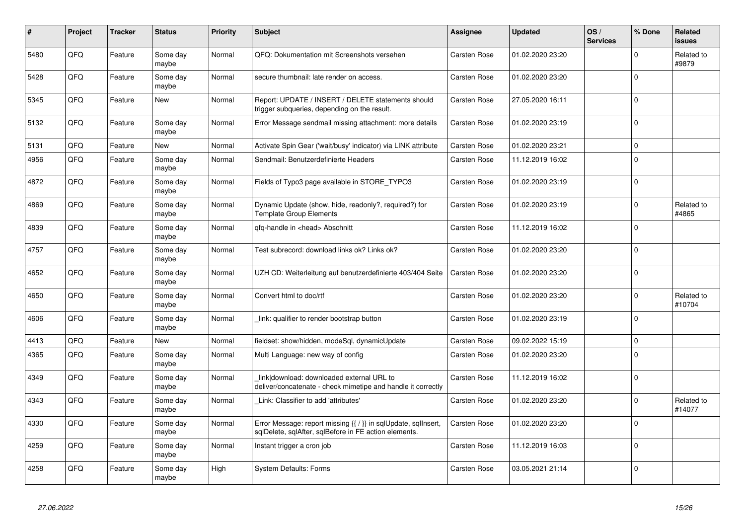| # | Project | Tracker | Status | Priority | Subject | Assignee | Updated | OS / Services | % Done | Related issues |
|---|---|---|---|---|---|---|---|---|---|---|
| 5480 | QFQ | Feature | Some day maybe | Normal | QFQ: Dokumentation mit Screenshots versehen | Carsten Rose | 01.02.2020 23:20 | | 0 | Related to #9879 |
| 5428 | QFQ | Feature | Some day maybe | Normal | secure thumbnail: late render on access. | Carsten Rose | 01.02.2020 23:20 | | 0 | |
| 5345 | QFQ | Feature | New | Normal | Report: UPDATE / INSERT / DELETE statements should trigger subqueries, depending on the result. | Carsten Rose | 27.05.2020 16:11 | | 0 | |
| 5132 | QFQ | Feature | Some day maybe | Normal | Error Message sendmail missing attachment: more details | Carsten Rose | 01.02.2020 23:19 | | 0 | |
| 5131 | QFQ | Feature | New | Normal | Activate Spin Gear ('wait/busy' indicator) via LINK attribute | Carsten Rose | 01.02.2020 23:21 | | 0 | |
| 4956 | QFQ | Feature | Some day maybe | Normal | Sendmail: Benutzerdefinierte Headers | Carsten Rose | 11.12.2019 16:02 | | 0 | |
| 4872 | QFQ | Feature | Some day maybe | Normal | Fields of Typo3 page available in STORE_TYPO3 | Carsten Rose | 01.02.2020 23:19 | | 0 | |
| 4869 | QFQ | Feature | Some day maybe | Normal | Dynamic Update (show, hide, readonly?, required?) for Template Group Elements | Carsten Rose | 01.02.2020 23:19 | | 0 | Related to #4865 |
| 4839 | QFQ | Feature | Some day maybe | Normal | qfq-handle in <head> Abschnitt | Carsten Rose | 11.12.2019 16:02 | | 0 | |
| 4757 | QFQ | Feature | Some day maybe | Normal | Test subrecord: download links ok? Links ok? | Carsten Rose | 01.02.2020 23:20 | | 0 | |
| 4652 | QFQ | Feature | Some day maybe | Normal | UZH CD: Weiterleitung auf benutzerdefinierte 403/404 Seite | Carsten Rose | 01.02.2020 23:20 | | 0 | |
| 4650 | QFQ | Feature | Some day maybe | Normal | Convert html to doc/rtf | Carsten Rose | 01.02.2020 23:20 | | 0 | Related to #10704 |
| 4606 | QFQ | Feature | Some day maybe | Normal | _link: qualifier to render bootstrap button | Carsten Rose | 01.02.2020 23:19 | | 0 | |
| 4413 | QFQ | Feature | New | Normal | fieldset: show/hidden, modeSql, dynamicUpdate | Carsten Rose | 09.02.2022 15:19 | | 0 | |
| 4365 | QFQ | Feature | Some day maybe | Normal | Multi Language: new way of config | Carsten Rose | 01.02.2020 23:20 | | 0 | |
| 4349 | QFQ | Feature | Some day maybe | Normal | _link\|download: downloaded external URL to deliver/concatenate - check mimetipe and handle it correctly | Carsten Rose | 11.12.2019 16:02 | | 0 | |
| 4343 | QFQ | Feature | Some day maybe | Normal | _Link: Classifier to add 'attributes' | Carsten Rose | 01.02.2020 23:20 | | 0 | Related to #14077 |
| 4330 | QFQ | Feature | Some day maybe | Normal | Error Message: report missing {{ / }} in sqlUpdate, sqlInsert, sqlDelete, sqlAfter, sqlBefore in FE action elements. | Carsten Rose | 01.02.2020 23:20 | | 0 | |
| 4259 | QFQ | Feature | Some day maybe | Normal | Instant trigger a cron job | Carsten Rose | 11.12.2019 16:03 | | 0 | |
| 4258 | QFQ | Feature | Some day maybe | High | System Defaults: Forms | Carsten Rose | 03.05.2021 21:14 | | 0 | |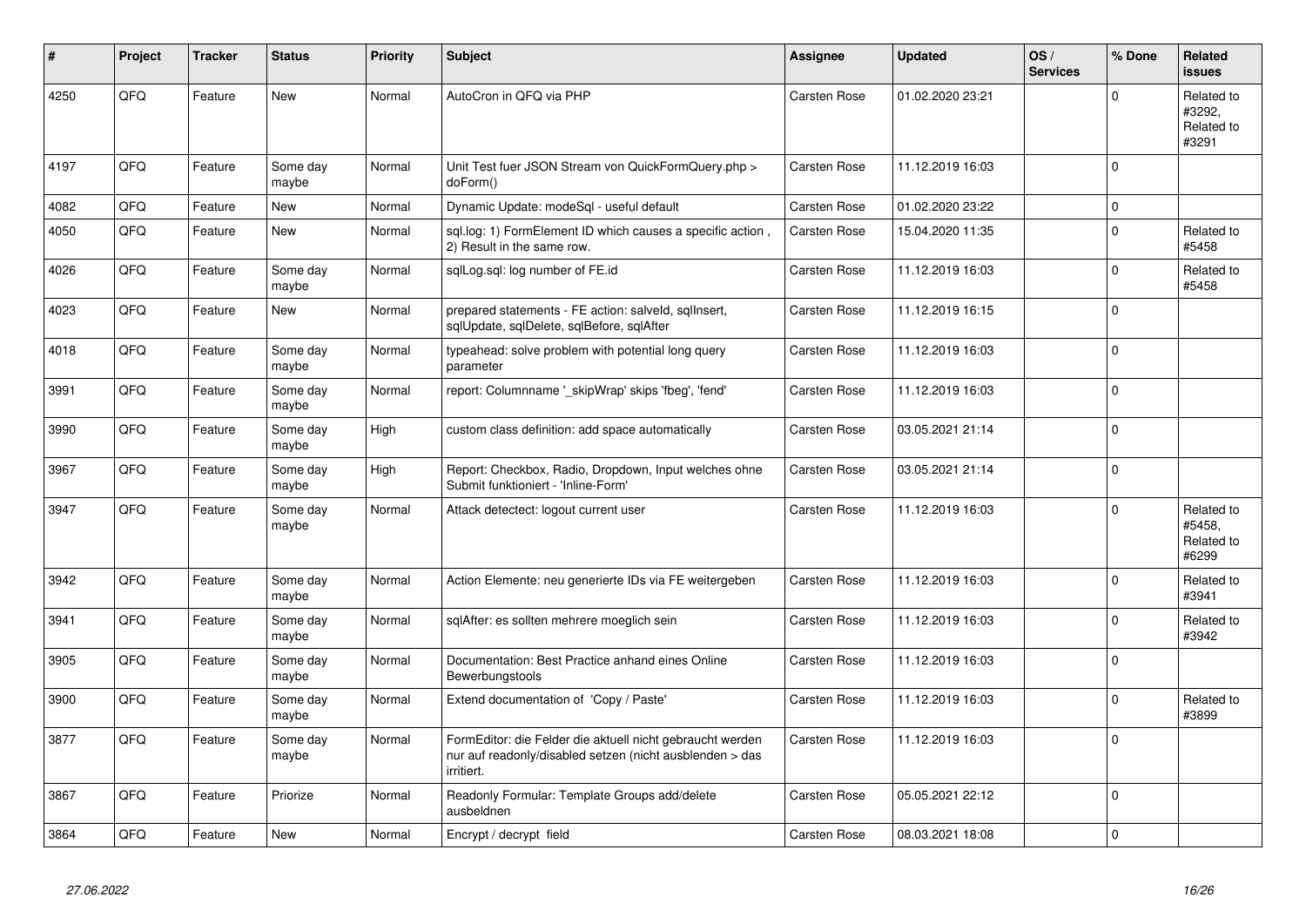| # | Project | Tracker | Status | Priority | Subject | Assignee | Updated | OS / Services | % Done | Related issues |
|---|---|---|---|---|---|---|---|---|---|---|
| 4250 | QFQ | Feature | New | Normal | AutoCron in QFQ via PHP | Carsten Rose | 01.02.2020 23:21 | | 0 | Related to #3292, Related to #3291 |
| 4197 | QFQ | Feature | Some day maybe | Normal | Unit Test fuer JSON Stream von QuickFormQuery.php > doForm() | Carsten Rose | 11.12.2019 16:03 | | 0 | |
| 4082 | QFQ | Feature | New | Normal | Dynamic Update: modeSql - useful default | Carsten Rose | 01.02.2020 23:22 | | 0 | |
| 4050 | QFQ | Feature | New | Normal | sql.log: 1) FormElement ID which causes a specific action , 2) Result in the same row. | Carsten Rose | 15.04.2020 11:35 | | 0 | Related to #5458 |
| 4026 | QFQ | Feature | Some day maybe | Normal | sqlLog.sql: log number of FE.id | Carsten Rose | 11.12.2019 16:03 | | 0 | Related to #5458 |
| 4023 | QFQ | Feature | New | Normal | prepared statements - FE action: salveld, sqlInsert, sqlUpdate, sqlDelete, sqlBefore, sqlAfter | Carsten Rose | 11.12.2019 16:15 | | 0 | |
| 4018 | QFQ | Feature | Some day maybe | Normal | typeahead: solve problem with potential long query parameter | Carsten Rose | 11.12.2019 16:03 | | 0 | |
| 3991 | QFQ | Feature | Some day maybe | Normal | report: Columnname '_skipWrap' skips 'fbeg', 'fend' | Carsten Rose | 11.12.2019 16:03 | | 0 | |
| 3990 | QFQ | Feature | Some day maybe | High | custom class definition: add space automatically | Carsten Rose | 03.05.2021 21:14 | | 0 | |
| 3967 | QFQ | Feature | Some day maybe | High | Report: Checkbox, Radio, Dropdown, Input welches ohne Submit funktioniert - 'Inline-Form' | Carsten Rose | 03.05.2021 21:14 | | 0 | |
| 3947 | QFQ | Feature | Some day maybe | Normal | Attack detectect: logout current user | Carsten Rose | 11.12.2019 16:03 | | 0 | Related to #5458, Related to #6299 |
| 3942 | QFQ | Feature | Some day maybe | Normal | Action Elemente: neu generierte IDs via FE weitergeben | Carsten Rose | 11.12.2019 16:03 | | 0 | Related to #3941 |
| 3941 | QFQ | Feature | Some day maybe | Normal | sqlAfter: es sollten mehrere moeglich sein | Carsten Rose | 11.12.2019 16:03 | | 0 | Related to #3942 |
| 3905 | QFQ | Feature | Some day maybe | Normal | Documentation: Best Practice anhand eines Online Bewerbungstools | Carsten Rose | 11.12.2019 16:03 | | 0 | |
| 3900 | QFQ | Feature | Some day maybe | Normal | Extend documentation of 'Copy / Paste' | Carsten Rose | 11.12.2019 16:03 | | 0 | Related to #3899 |
| 3877 | QFQ | Feature | Some day maybe | Normal | FormEditor: die Felder die aktuell nicht gebraucht werden nur auf readonly/disabled setzen (nicht ausblenden > das irritiert. | Carsten Rose | 11.12.2019 16:03 | | 0 | |
| 3867 | QFQ | Feature | Priorize | Normal | Readonly Formular: Template Groups add/delete ausbeldnen | Carsten Rose | 05.05.2021 22:12 | | 0 | |
| 3864 | QFQ | Feature | New | Normal | Encrypt / decrypt field | Carsten Rose | 08.03.2021 18:08 | | 0 | |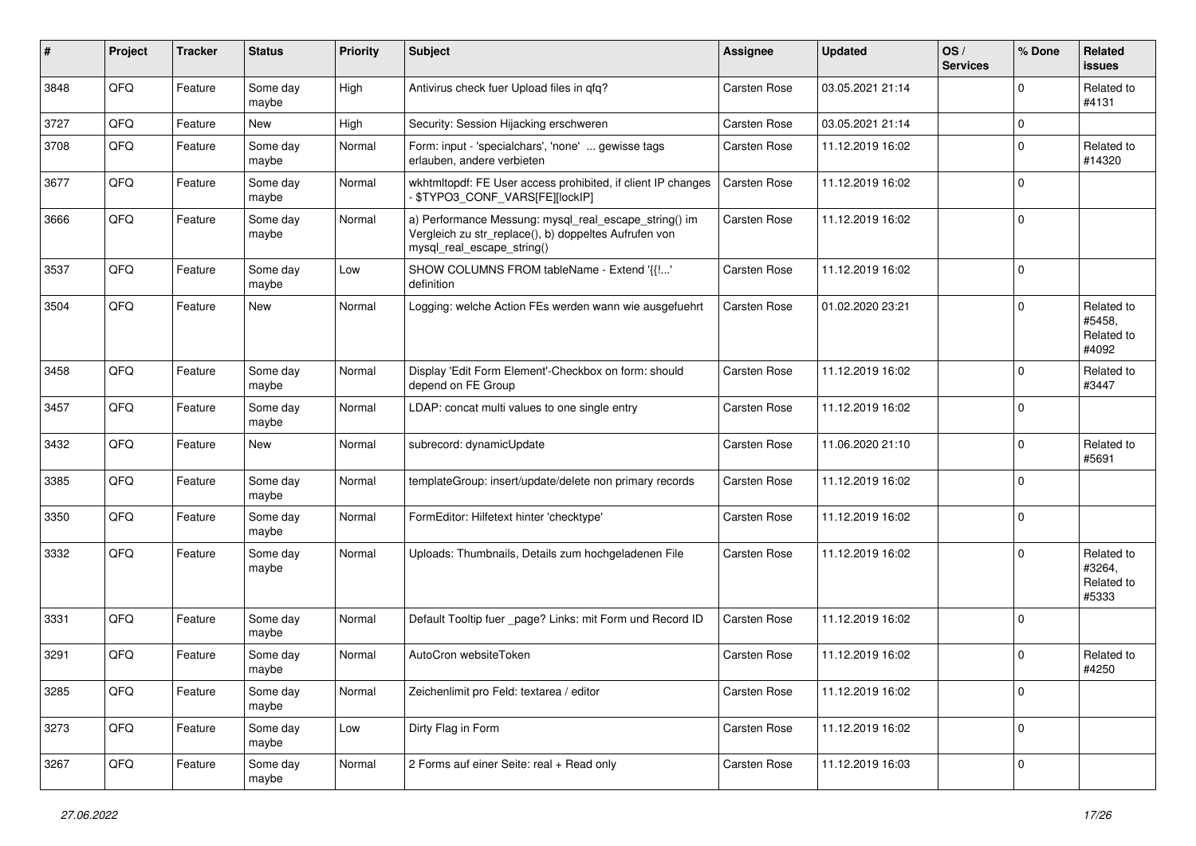| # | Project | Tracker | Status | Priority | Subject | Assignee | Updated | OS / Services | % Done | Related issues |
|---|---|---|---|---|---|---|---|---|---|---|
| 3848 | QFQ | Feature | Some day maybe | High | Antivirus check fuer Upload files in qfq? | Carsten Rose | 03.05.2021 21:14 | | 0 | Related to #4131 |
| 3727 | QFQ | Feature | New | High | Security: Session Hijacking erschweren | Carsten Rose | 03.05.2021 21:14 | | 0 | |
| 3708 | QFQ | Feature | Some day maybe | Normal | Form: input - 'specialchars', 'none' ... gewisse tags erlauben, andere verbieten | Carsten Rose | 11.12.2019 16:02 | | 0 | Related to #14320 |
| 3677 | QFQ | Feature | Some day maybe | Normal | wkhtmltopdf: FE User access prohibited, if client IP changes - $TYPO3_CONF_VARS[FE][lockIP] | Carsten Rose | 11.12.2019 16:02 | | 0 | |
| 3666 | QFQ | Feature | Some day maybe | Normal | a) Performance Messung: mysql_real_escape_string() im Vergleich zu str_replace(), b) doppeltes Aufrufen von mysql_real_escape_string() | Carsten Rose | 11.12.2019 16:02 | | 0 | |
| 3537 | QFQ | Feature | Some day maybe | Low | SHOW COLUMNS FROM tableName - Extend '{{!...' definition | Carsten Rose | 11.12.2019 16:02 | | 0 | |
| 3504 | QFQ | Feature | New | Normal | Logging: welche Action FEs werden wann wie ausgefuehrt | Carsten Rose | 01.02.2020 23:21 | | 0 | Related to #5458, Related to #4092 |
| 3458 | QFQ | Feature | Some day maybe | Normal | Display 'Edit Form Element'-Checkbox on form: should depend on FE Group | Carsten Rose | 11.12.2019 16:02 | | 0 | Related to #3447 |
| 3457 | QFQ | Feature | Some day maybe | Normal | LDAP: concat multi values to one single entry | Carsten Rose | 11.12.2019 16:02 | | 0 | |
| 3432 | QFQ | Feature | New | Normal | subrecord: dynamicUpdate | Carsten Rose | 11.06.2020 21:10 | | 0 | Related to #5691 |
| 3385 | QFQ | Feature | Some day maybe | Normal | templateGroup: insert/update/delete non primary records | Carsten Rose | 11.12.2019 16:02 | | 0 | |
| 3350 | QFQ | Feature | Some day maybe | Normal | FormEditor: Hilfetext hinter 'checktype' | Carsten Rose | 11.12.2019 16:02 | | 0 | |
| 3332 | QFQ | Feature | Some day maybe | Normal | Uploads: Thumbnails, Details zum hochgeladenen File | Carsten Rose | 11.12.2019 16:02 | | 0 | Related to #3264, Related to #5333 |
| 3331 | QFQ | Feature | Some day maybe | Normal | Default Tooltip fuer _page? Links: mit Form und Record ID | Carsten Rose | 11.12.2019 16:02 | | 0 | |
| 3291 | QFQ | Feature | Some day maybe | Normal | AutoCron websiteToken | Carsten Rose | 11.12.2019 16:02 | | 0 | Related to #4250 |
| 3285 | QFQ | Feature | Some day maybe | Normal | Zeichenlimit pro Feld: textarea / editor | Carsten Rose | 11.12.2019 16:02 | | 0 | |
| 3273 | QFQ | Feature | Some day maybe | Low | Dirty Flag in Form | Carsten Rose | 11.12.2019 16:02 | | 0 | |
| 3267 | QFQ | Feature | Some day maybe | Normal | 2 Forms auf einer Seite: real + Read only | Carsten Rose | 11.12.2019 16:03 | | 0 | |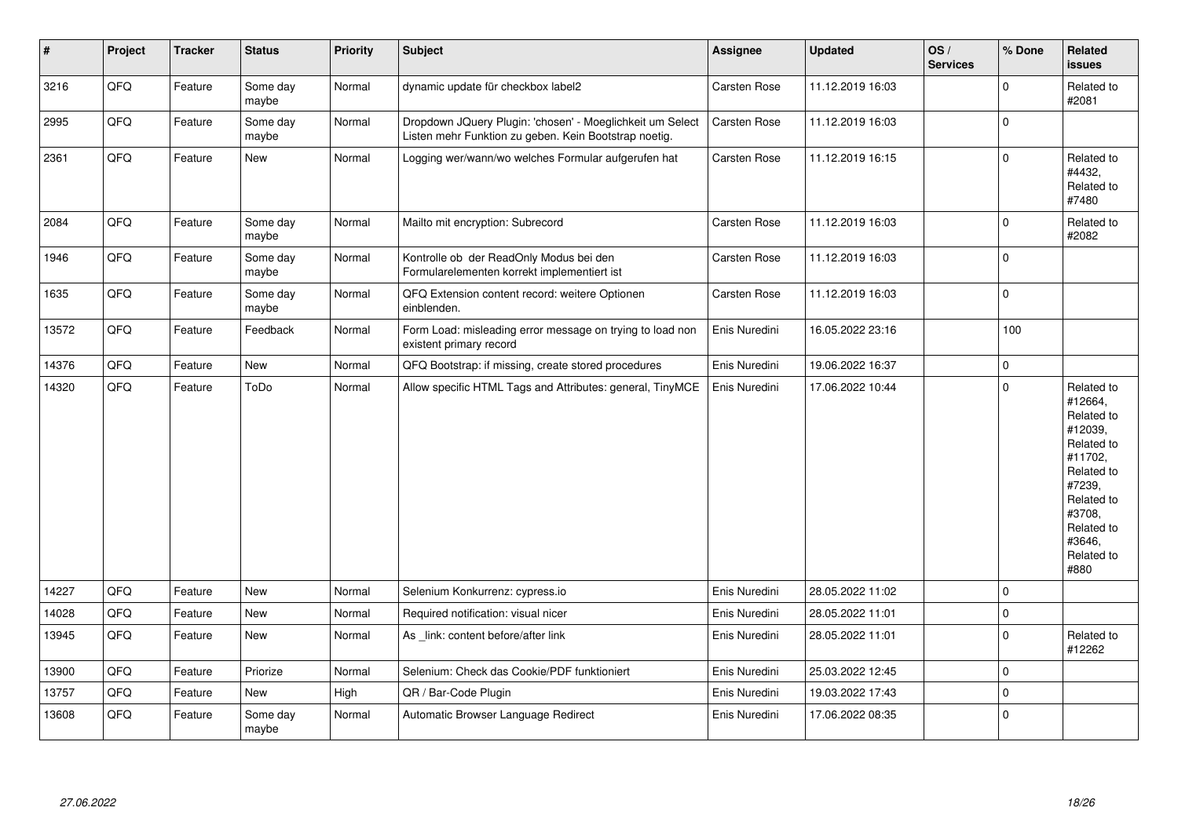| # | Project | Tracker | Status | Priority | Subject | Assignee | Updated | OS / Services | % Done | Related issues |
|---|---|---|---|---|---|---|---|---|---|---|
| 3216 | QFQ | Feature | Some day maybe | Normal | dynamic update für checkbox label2 | Carsten Rose | 11.12.2019 16:03 | | 0 | Related to #2081 |
| 2995 | QFQ | Feature | Some day maybe | Normal | Dropdown JQuery Plugin: 'chosen' - Moeglichkeit um Select Listen mehr Funktion zu geben. Kein Bootstrap noetig. | Carsten Rose | 11.12.2019 16:03 | | 0 | |
| 2361 | QFQ | Feature | New | Normal | Logging wer/wann/wo welches Formular aufgerufen hat | Carsten Rose | 11.12.2019 16:15 | | 0 | Related to #4432, Related to #7480 |
| 2084 | QFQ | Feature | Some day maybe | Normal | Mailto mit encryption: Subrecord | Carsten Rose | 11.12.2019 16:03 | | 0 | Related to #2082 |
| 1946 | QFQ | Feature | Some day maybe | Normal | Kontrolle ob der ReadOnly Modus bei den Formularelementen korrekt implementiert ist | Carsten Rose | 11.12.2019 16:03 | | 0 | |
| 1635 | QFQ | Feature | Some day maybe | Normal | QFQ Extension content record: weitere Optionen einblenden. | Carsten Rose | 11.12.2019 16:03 | | 0 | |
| 13572 | QFQ | Feature | Feedback | Normal | Form Load: misleading error message on trying to load non existent primary record | Enis Nuredini | 16.05.2022 23:16 | | 100 | |
| 14376 | QFQ | Feature | New | Normal | QFQ Bootstrap: if missing, create stored procedures | Enis Nuredini | 19.06.2022 16:37 | | 0 | |
| 14320 | QFQ | Feature | ToDo | Normal | Allow specific HTML Tags and Attributes: general, TinyMCE | Enis Nuredini | 17.06.2022 10:44 | | 0 | Related to #12664, Related to #12039, Related to #11702, Related to #7239, Related to #3708, Related to #3646, Related to #880 |
| 14227 | QFQ | Feature | New | Normal | Selenium Konkurrenz: cypress.io | Enis Nuredini | 28.05.2022 11:02 | | 0 | |
| 14028 | QFQ | Feature | New | Normal | Required notification: visual nicer | Enis Nuredini | 28.05.2022 11:01 | | 0 | |
| 13945 | QFQ | Feature | New | Normal | As _link: content before/after link | Enis Nuredini | 28.05.2022 11:01 | | 0 | Related to #12262 |
| 13900 | QFQ | Feature | Priorize | Normal | Selenium: Check das Cookie/PDF funktioniert | Enis Nuredini | 25.03.2022 12:45 | | 0 | |
| 13757 | QFQ | Feature | New | High | QR / Bar-Code Plugin | Enis Nuredini | 19.03.2022 17:43 | | 0 | |
| 13608 | QFQ | Feature | Some day maybe | Normal | Automatic Browser Language Redirect | Enis Nuredini | 17.06.2022 08:35 | | 0 | |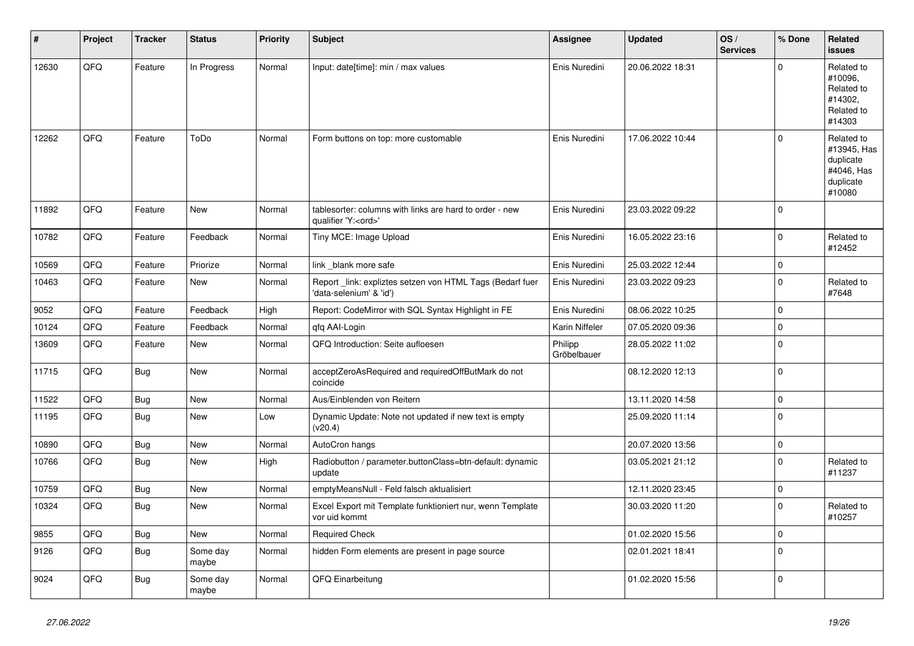| # | Project | Tracker | Status | Priority | Subject | Assignee | Updated | OS / Services | % Done | Related issues |
|---|---|---|---|---|---|---|---|---|---|---|
| 12630 | QFQ | Feature | In Progress | Normal | Input: date[time]: min / max values | Enis Nuredini | 20.06.2022 18:31 | | 0 | Related to #10096, Related to #14302, Related to #14303 |
| 12262 | QFQ | Feature | ToDo | Normal | Form buttons on top: more customable | Enis Nuredini | 17.06.2022 10:44 | | 0 | Related to #13945, Has duplicate #4046, Has duplicate #10080 |
| 11892 | QFQ | Feature | New | Normal | tablesorter: columns with links are hard to order - new qualifier 'Y:<ord>' | Enis Nuredini | 23.03.2022 09:22 | | 0 | |
| 10782 | QFQ | Feature | Feedback | Normal | Tiny MCE: Image Upload | Enis Nuredini | 16.05.2022 23:16 | | 0 | Related to #12452 |
| 10569 | QFQ | Feature | Priorize | Normal | link _blank more safe | Enis Nuredini | 25.03.2022 12:44 | | 0 | |
| 10463 | QFQ | Feature | New | Normal | Report _link: expliztes setzen von HTML Tags (Bedarf fuer 'data-selenium' & 'id') | Enis Nuredini | 23.03.2022 09:23 | | 0 | Related to #7648 |
| 9052 | QFQ | Feature | Feedback | High | Report: CodeMirror with SQL Syntax Highlight in FE | Enis Nuredini | 08.06.2022 10:25 | | 0 | |
| 10124 | QFQ | Feature | Feedback | Normal | qfq AAI-Login | Karin Niffeler | 07.05.2020 09:36 | | 0 | |
| 13609 | QFQ | Feature | New | Normal | QFQ Introduction: Seite aufloesen | Philipp Gröbelbauer | 28.05.2022 11:02 | | 0 | |
| 11715 | QFQ | Bug | New | Normal | acceptZeroAsRequired and requiredOffButMark do not coincide | | 08.12.2020 12:13 | | 0 | |
| 11522 | QFQ | Bug | New | Normal | Aus/Einblenden von Reitern | | 13.11.2020 14:58 | | 0 | |
| 11195 | QFQ | Bug | New | Low | Dynamic Update: Note not updated if new text is empty (v20.4) | | 25.09.2020 11:14 | | 0 | |
| 10890 | QFQ | Bug | New | Normal | AutoCron hangs | | 20.07.2020 13:56 | | 0 | |
| 10766 | QFQ | Bug | New | High | Radiobutton / parameter.buttonClass=btn-default: dynamic update | | 03.05.2021 21:12 | | 0 | Related to #11237 |
| 10759 | QFQ | Bug | New | Normal | emptyMeansNull - Feld falsch aktualisiert | | 12.11.2020 23:45 | | 0 | |
| 10324 | QFQ | Bug | New | Normal | Excel Export mit Template funktioniert nur, wenn Template vor uid kommt | | 30.03.2020 11:20 | | 0 | Related to #10257 |
| 9855 | QFQ | Bug | New | Normal | Required Check | | 01.02.2020 15:56 | | 0 | |
| 9126 | QFQ | Bug | Some day maybe | Normal | hidden Form elements are present in page source | | 02.01.2021 18:41 | | 0 | |
| 9024 | QFQ | Bug | Some day maybe | Normal | QFQ Einarbeitung | | 01.02.2020 15:56 | | 0 | |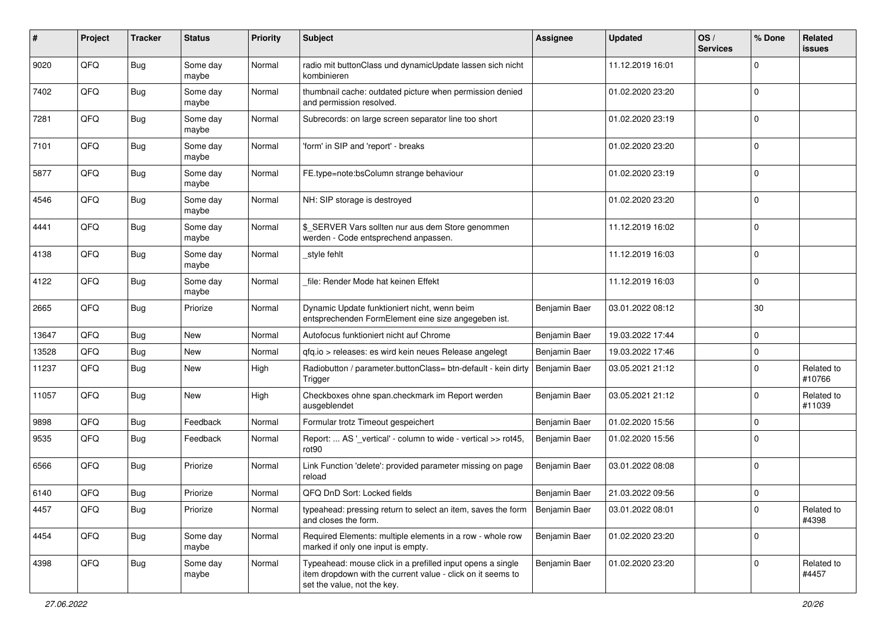| # | Project | Tracker | Status | Priority | Subject | Assignee | Updated | OS / Services | % Done | Related issues |
|---|---|---|---|---|---|---|---|---|---|---|
| 9020 | QFQ | Bug | Some day maybe | Normal | radio mit buttonClass und dynamicUpdate lassen sich nicht kombinieren | | 11.12.2019 16:01 | | 0 | |
| 7402 | QFQ | Bug | Some day maybe | Normal | thumbnail cache: outdated picture when permission denied and permission resolved. | | 01.02.2020 23:20 | | 0 | |
| 7281 | QFQ | Bug | Some day maybe | Normal | Subrecords: on large screen separator line too short | | 01.02.2020 23:19 | | 0 | |
| 7101 | QFQ | Bug | Some day maybe | Normal | 'form' in SIP and 'report' - breaks | | 01.02.2020 23:20 | | 0 | |
| 5877 | QFQ | Bug | Some day maybe | Normal | FE.type=note:bsColumn strange behaviour | | 01.02.2020 23:19 | | 0 | |
| 4546 | QFQ | Bug | Some day maybe | Normal | NH: SIP storage is destroyed | | 01.02.2020 23:20 | | 0 | |
| 4441 | QFQ | Bug | Some day maybe | Normal | $_SERVER Vars sollten nur aus dem Store genommen werden - Code entsprechend anpassen. | | 11.12.2019 16:02 | | 0 | |
| 4138 | QFQ | Bug | Some day maybe | Normal | _style fehlt | | 11.12.2019 16:03 | | 0 | |
| 4122 | QFQ | Bug | Some day maybe | Normal | _file: Render Mode hat keinen Effekt | | 11.12.2019 16:03 | | 0 | |
| 2665 | QFQ | Bug | Priorize | Normal | Dynamic Update funktioniert nicht, wenn beim entsprechenden FormElement eine size angegeben ist. | Benjamin Baer | 03.01.2022 08:12 | | 30 | |
| 13647 | QFQ | Bug | New | Normal | Autofocus funktioniert nicht auf Chrome | Benjamin Baer | 19.03.2022 17:44 | | 0 | |
| 13528 | QFQ | Bug | New | Normal | qfq.io > releases: es wird kein neues Release angelegt | Benjamin Baer | 19.03.2022 17:46 | | 0 | |
| 11237 | QFQ | Bug | New | High | Radiobutton / parameter.buttonClass= btn-default - kein dirty Trigger | Benjamin Baer | 03.05.2021 21:12 | | 0 | Related to #10766 |
| 11057 | QFQ | Bug | New | High | Checkboxes ohne span.checkmark im Report werden ausgeblendet | Benjamin Baer | 03.05.2021 21:12 | | 0 | Related to #11039 |
| 9898 | QFQ | Bug | Feedback | Normal | Formular trotz Timeout gespeichert | Benjamin Baer | 01.02.2020 15:56 | | 0 | |
| 9535 | QFQ | Bug | Feedback | Normal | Report: ... AS '_vertical' - column to wide - vertical >> rot45, rot90 | Benjamin Baer | 01.02.2020 15:56 | | 0 | |
| 6566 | QFQ | Bug | Priorize | Normal | Link Function 'delete': provided parameter missing on page reload | Benjamin Baer | 03.01.2022 08:08 | | 0 | |
| 6140 | QFQ | Bug | Priorize | Normal | QFQ DnD Sort: Locked fields | Benjamin Baer | 21.03.2022 09:56 | | 0 | |
| 4457 | QFQ | Bug | Priorize | Normal | typeahead: pressing return to select an item, saves the form and closes the form. | Benjamin Baer | 03.01.2022 08:01 | | 0 | Related to #4398 |
| 4454 | QFQ | Bug | Some day maybe | Normal | Required Elements: multiple elements in a row - whole row marked if only one input is empty. | Benjamin Baer | 01.02.2020 23:20 | | 0 | |
| 4398 | QFQ | Bug | Some day maybe | Normal | Typeahead: mouse click in a prefilled input opens a single item dropdown with the current value - click on it seems to set the value, not the key. | Benjamin Baer | 01.02.2020 23:20 | | 0 | Related to #4457 |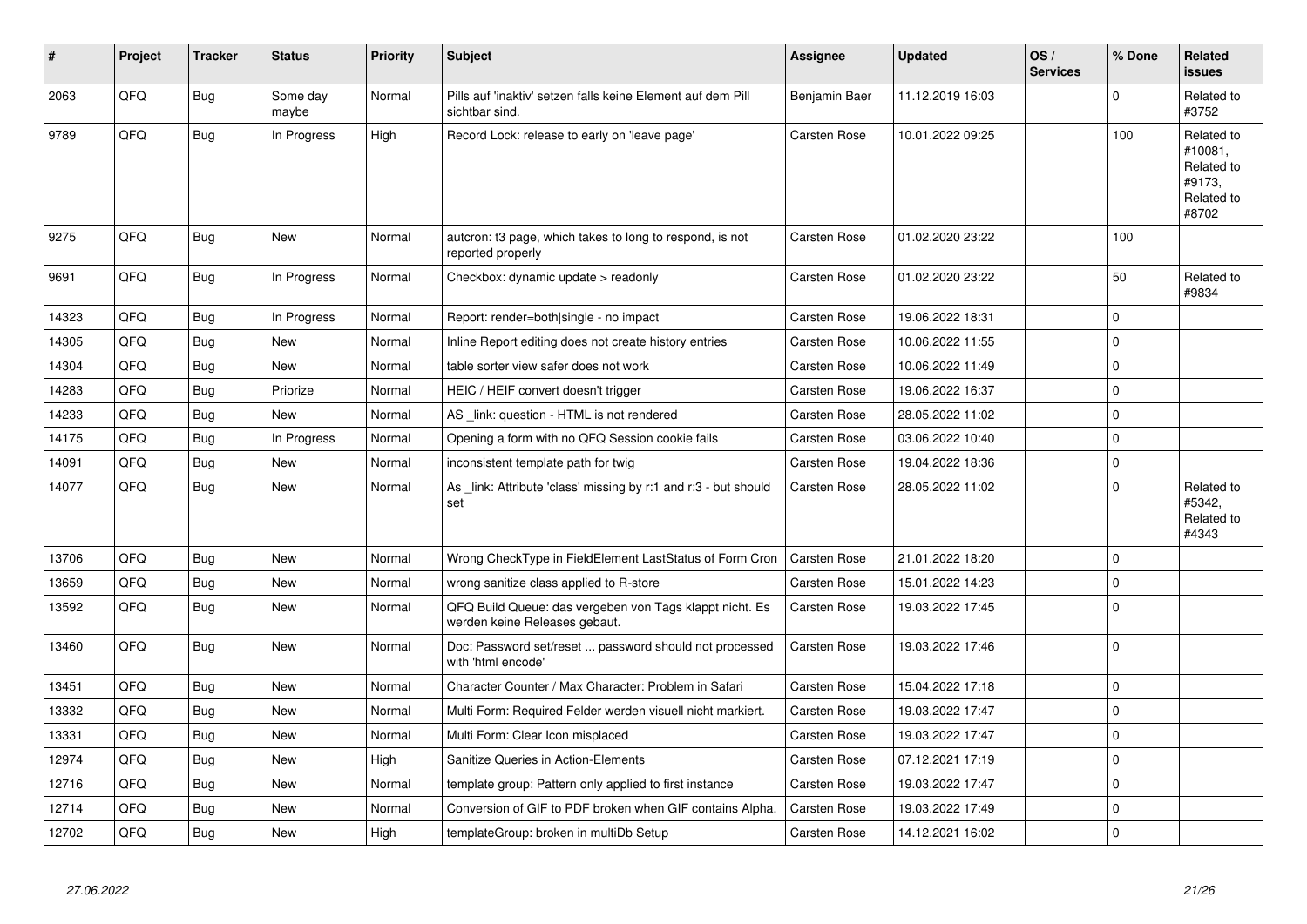| # | Project | Tracker | Status | Priority | Subject | Assignee | Updated | OS / Services | % Done | Related issues |
|---|---|---|---|---|---|---|---|---|---|---|
| 2063 | QFQ | Bug | Some day maybe | Normal | Pills auf 'inaktiv' setzen falls keine Element auf dem Pill sichtbar sind. | Benjamin Baer | 11.12.2019 16:03 | | 0 | Related to #3752 |
| 9789 | QFQ | Bug | In Progress | High | Record Lock: release to early on 'leave page' | Carsten Rose | 10.01.2022 09:25 | | 100 | Related to #10081, Related to #9173, Related to #8702 |
| 9275 | QFQ | Bug | New | Normal | autcron: t3 page, which takes to long to respond, is not reported properly | Carsten Rose | 01.02.2020 23:22 | | 100 | |
| 9691 | QFQ | Bug | In Progress | Normal | Checkbox: dynamic update > readonly | Carsten Rose | 01.02.2020 23:22 | | 50 | Related to #9834 |
| 14323 | QFQ | Bug | In Progress | Normal | Report: render=both\|single - no impact | Carsten Rose | 19.06.2022 18:31 | | 0 | |
| 14305 | QFQ | Bug | New | Normal | Inline Report editing does not create history entries | Carsten Rose | 10.06.2022 11:55 | | 0 | |
| 14304 | QFQ | Bug | New | Normal | table sorter view safer does not work | Carsten Rose | 10.06.2022 11:49 | | 0 | |
| 14283 | QFQ | Bug | Priorize | Normal | HEIC / HEIF convert doesn't trigger | Carsten Rose | 19.06.2022 16:37 | | 0 | |
| 14233 | QFQ | Bug | New | Normal | AS _link: question - HTML is not rendered | Carsten Rose | 28.05.2022 11:02 | | 0 | |
| 14175 | QFQ | Bug | In Progress | Normal | Opening a form with no QFQ Session cookie fails | Carsten Rose | 03.06.2022 10:40 | | 0 | |
| 14091 | QFQ | Bug | New | Normal | inconsistent template path for twig | Carsten Rose | 19.04.2022 18:36 | | 0 | |
| 14077 | QFQ | Bug | New | Normal | As _link: Attribute 'class' missing by r:1 and r:3 - but should set | Carsten Rose | 28.05.2022 11:02 | | 0 | Related to #5342, Related to #4343 |
| 13706 | QFQ | Bug | New | Normal | Wrong CheckType in FieldElement LastStatus of Form Cron | Carsten Rose | 21.01.2022 18:20 | | 0 | |
| 13659 | QFQ | Bug | New | Normal | wrong sanitize class applied to R-store | Carsten Rose | 15.01.2022 14:23 | | 0 | |
| 13592 | QFQ | Bug | New | Normal | QFQ Build Queue: das vergeben von Tags klappt nicht. Es werden keine Releases gebaut. | Carsten Rose | 19.03.2022 17:45 | | 0 | |
| 13460 | QFQ | Bug | New | Normal | Doc: Password set/reset ... password should not processed with 'html encode' | Carsten Rose | 19.03.2022 17:46 | | 0 | |
| 13451 | QFQ | Bug | New | Normal | Character Counter / Max Character: Problem in Safari | Carsten Rose | 15.04.2022 17:18 | | 0 | |
| 13332 | QFQ | Bug | New | Normal | Multi Form: Required Felder werden visuell nicht markiert. | Carsten Rose | 19.03.2022 17:47 | | 0 | |
| 13331 | QFQ | Bug | New | Normal | Multi Form: Clear Icon misplaced | Carsten Rose | 19.03.2022 17:47 | | 0 | |
| 12974 | QFQ | Bug | New | High | Sanitize Queries in Action-Elements | Carsten Rose | 07.12.2021 17:19 | | 0 | |
| 12716 | QFQ | Bug | New | Normal | template group: Pattern only applied to first instance | Carsten Rose | 19.03.2022 17:47 | | 0 | |
| 12714 | QFQ | Bug | New | Normal | Conversion of GIF to PDF broken when GIF contains Alpha. | Carsten Rose | 19.03.2022 17:49 | | 0 | |
| 12702 | QFQ | Bug | New | High | templateGroup: broken in multiDb Setup | Carsten Rose | 14.12.2021 16:02 | | 0 | |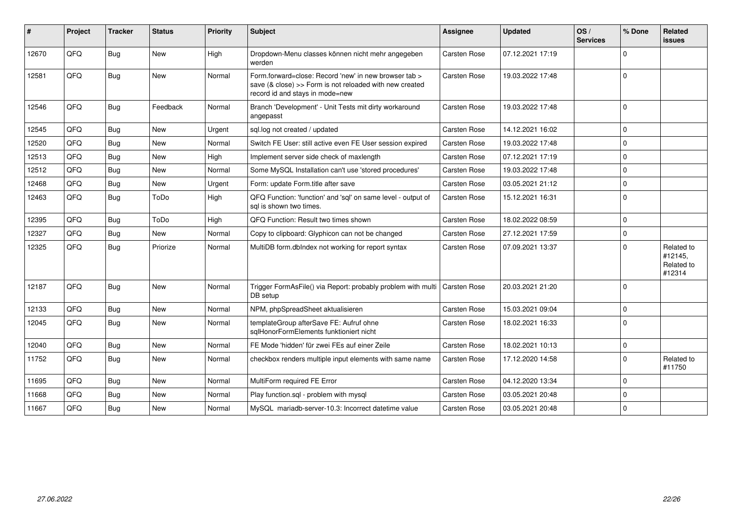| # | Project | Tracker | Status | Priority | Subject | Assignee | Updated | OS / Services | % Done | Related issues |
|---|---|---|---|---|---|---|---|---|---|---|
| 12670 | QFQ | Bug | New | High | Dropdown-Menu classes können nicht mehr angegeben werden | Carsten Rose | 07.12.2021 17:19 | | 0 | |
| 12581 | QFQ | Bug | New | Normal | Form.forward=close: Record 'new' in new browser tab > save (& close) >> Form is not reloaded with new created record id and stays in mode=new | Carsten Rose | 19.03.2022 17:48 | | 0 | |
| 12546 | QFQ | Bug | Feedback | Normal | Branch 'Development' - Unit Tests mit dirty workaround angepasst | Carsten Rose | 19.03.2022 17:48 | | 0 | |
| 12545 | QFQ | Bug | New | Urgent | sql.log not created / updated | Carsten Rose | 14.12.2021 16:02 | | 0 | |
| 12520 | QFQ | Bug | New | Normal | Switch FE User: still active even FE User session expired | Carsten Rose | 19.03.2022 17:48 | | 0 | |
| 12513 | QFQ | Bug | New | High | Implement server side check of maxlength | Carsten Rose | 07.12.2021 17:19 | | 0 | |
| 12512 | QFQ | Bug | New | Normal | Some MySQL Installation can't use 'stored procedures' | Carsten Rose | 19.03.2022 17:48 | | 0 | |
| 12468 | QFQ | Bug | New | Urgent | Form: update Form.title after save | Carsten Rose | 03.05.2021 21:12 | | 0 | |
| 12463 | QFQ | Bug | ToDo | High | QFQ Function: 'function' and 'sql' on same level - output of sql is shown two times. | Carsten Rose | 15.12.2021 16:31 | | 0 | |
| 12395 | QFQ | Bug | ToDo | High | QFQ Function: Result two times shown | Carsten Rose | 18.02.2022 08:59 | | 0 | |
| 12327 | QFQ | Bug | New | Normal | Copy to clipboard: Glyphicon can not be changed | Carsten Rose | 27.12.2021 17:59 | | 0 | |
| 12325 | QFQ | Bug | Priorize | Normal | MultiDB form.dbIndex not working for report syntax | Carsten Rose | 07.09.2021 13:37 | | 0 | Related to #12145, Related to #12314 |
| 12187 | QFQ | Bug | New | Normal | Trigger FormAsFile() via Report: probably problem with multi DB setup | Carsten Rose | 20.03.2021 21:20 | | 0 | |
| 12133 | QFQ | Bug | New | Normal | NPM, phpSpreadSheet aktualisieren | Carsten Rose | 15.03.2021 09:04 | | 0 | |
| 12045 | QFQ | Bug | New | Normal | templateGroup afterSave FE: Aufruf ohne sqlHonorFormElements funktioniert nicht | Carsten Rose | 18.02.2021 16:33 | | 0 | |
| 12040 | QFQ | Bug | New | Normal | FE Mode 'hidden' für zwei FEs auf einer Zeile | Carsten Rose | 18.02.2021 10:13 | | 0 | |
| 11752 | QFQ | Bug | New | Normal | checkbox renders multiple input elements with same name | Carsten Rose | 17.12.2020 14:58 | | 0 | Related to #11750 |
| 11695 | QFQ | Bug | New | Normal | MultiForm required FE Error | Carsten Rose | 04.12.2020 13:34 | | 0 | |
| 11668 | QFQ | Bug | New | Normal | Play function.sql - problem with mysql | Carsten Rose | 03.05.2021 20:48 | | 0 | |
| 11667 | QFQ | Bug | New | Normal | MySQL mariadb-server-10.3: Incorrect datetime value | Carsten Rose | 03.05.2021 20:48 | | 0 | |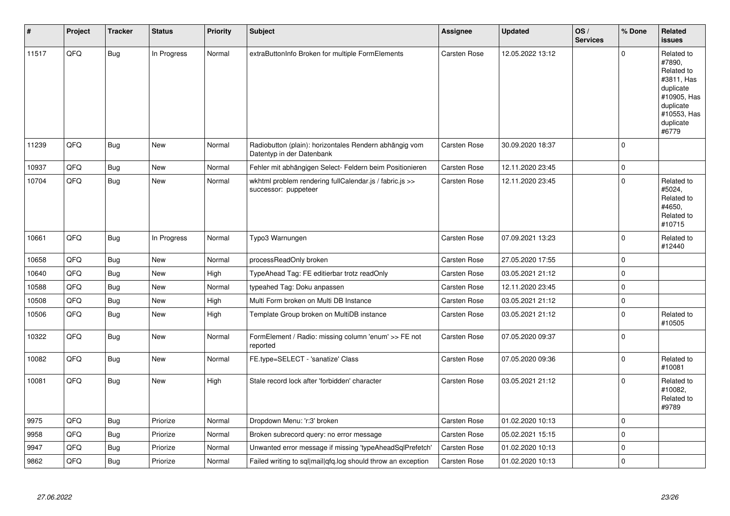| # | Project | Tracker | Status | Priority | Subject | Assignee | Updated | OS / Services | % Done | Related issues |
|---|---|---|---|---|---|---|---|---|---|---|
| 11517 | QFQ | Bug | In Progress | Normal | extraButtonInfo Broken for multiple FormElements | Carsten Rose | 12.05.2022 13:12 | | 0 | Related to #7890, Related to #3811, Has duplicate #10905, Has duplicate #10553, Has duplicate #6779 |
| 11239 | QFQ | Bug | New | Normal | Radiobutton (plain): horizontales Rendern abhängig vom Datentyp in der Datenbank | Carsten Rose | 30.09.2020 18:37 | | 0 | |
| 10937 | QFQ | Bug | New | Normal | Fehler mit abhängigen Select- Feldern beim Positionieren | Carsten Rose | 12.11.2020 23:45 | | 0 | |
| 10704 | QFQ | Bug | New | Normal | wkhtml problem rendering fullCalendar.js / fabric.js >> successor: puppeteer | Carsten Rose | 12.11.2020 23:45 | | 0 | Related to #5024, Related to #4650, Related to #10715 |
| 10661 | QFQ | Bug | In Progress | Normal | Typo3 Warnungen | Carsten Rose | 07.09.2021 13:23 | | 0 | Related to #12440 |
| 10658 | QFQ | Bug | New | Normal | processReadOnly broken | Carsten Rose | 27.05.2020 17:55 | | 0 | |
| 10640 | QFQ | Bug | New | High | TypeAhead Tag: FE editierbar trotz readOnly | Carsten Rose | 03.05.2021 21:12 | | 0 | |
| 10588 | QFQ | Bug | New | Normal | typeahed Tag: Doku anpassen | Carsten Rose | 12.11.2020 23:45 | | 0 | |
| 10508 | QFQ | Bug | New | High | Multi Form broken on Multi DB Instance | Carsten Rose | 03.05.2021 21:12 | | 0 | |
| 10506 | QFQ | Bug | New | High | Template Group broken on MultiDB instance | Carsten Rose | 03.05.2021 21:12 | | 0 | Related to #10505 |
| 10322 | QFQ | Bug | New | Normal | FormElement / Radio: missing column 'enum' >> FE not reported | Carsten Rose | 07.05.2020 09:37 | | 0 | |
| 10082 | QFQ | Bug | New | Normal | FE.type=SELECT - 'sanatize' Class | Carsten Rose | 07.05.2020 09:36 | | 0 | Related to #10081 |
| 10081 | QFQ | Bug | New | High | Stale record lock after 'forbidden' character | Carsten Rose | 03.05.2021 21:12 | | 0 | Related to #10082, Related to #9789 |
| 9975 | QFQ | Bug | Priorize | Normal | Dropdown Menu: 'r:3' broken | Carsten Rose | 01.02.2020 10:13 | | 0 | |
| 9958 | QFQ | Bug | Priorize | Normal | Broken subrecord query: no error message | Carsten Rose | 05.02.2021 15:15 | | 0 | |
| 9947 | QFQ | Bug | Priorize | Normal | Unwanted error message if missing 'typeAheadSqlPrefetch' | Carsten Rose | 01.02.2020 10:13 | | 0 | |
| 9862 | QFQ | Bug | Priorize | Normal | Failed writing to sql\|mail\|qfq.log should throw an exception | Carsten Rose | 01.02.2020 10:13 | | 0 | |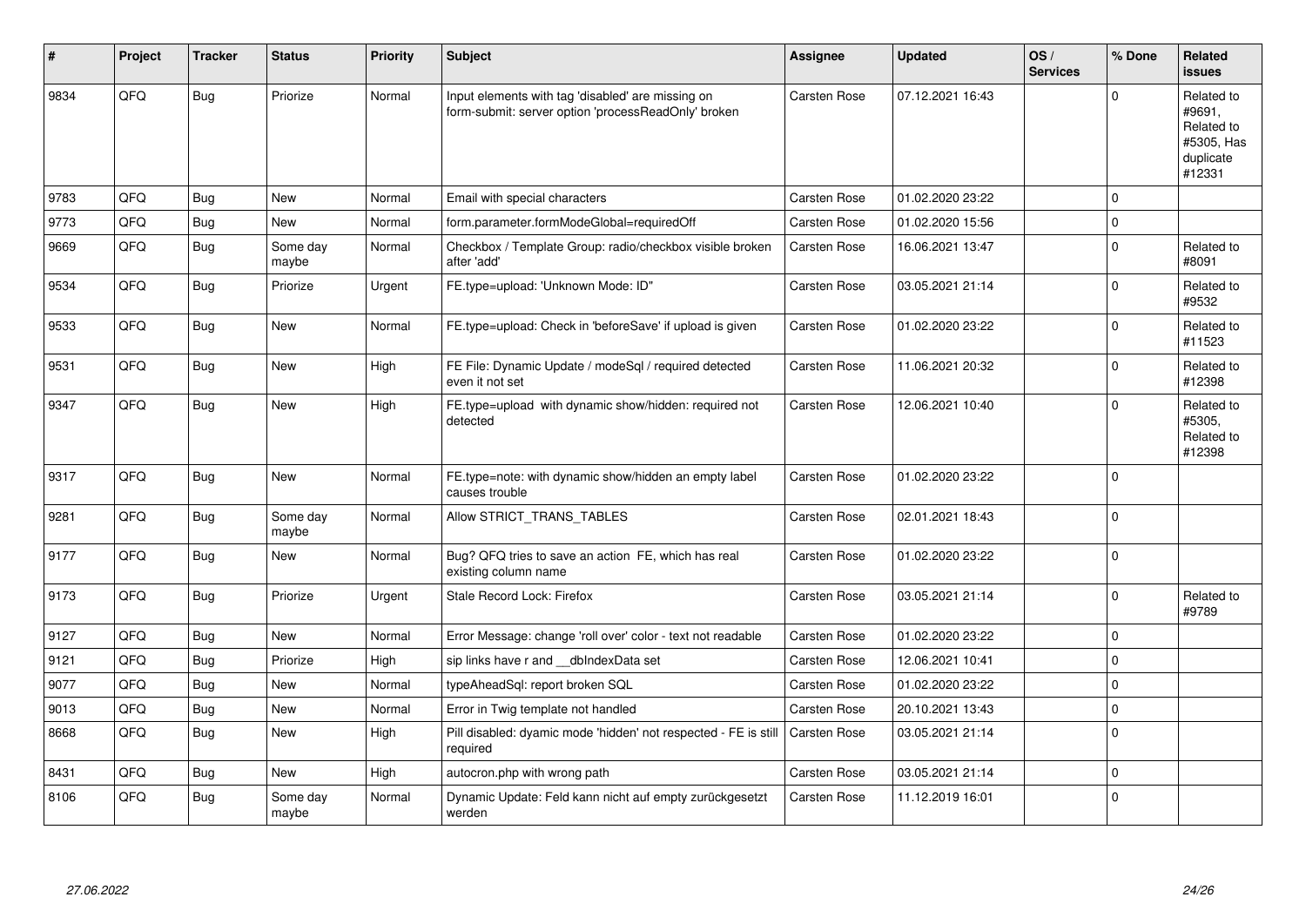| # | Project | Tracker | Status | Priority | Subject | Assignee | Updated | OS / Services | % Done | Related issues |
|---|---|---|---|---|---|---|---|---|---|---|
| 9834 | QFQ | Bug | Priorize | Normal | Input elements with tag 'disabled' are missing on form-submit: server option 'processReadOnly' broken | Carsten Rose | 07.12.2021 16:43 | | 0 | Related to #9691, Related to #5305, Has duplicate #12331 |
| 9783 | QFQ | Bug | New | Normal | Email with special characters | Carsten Rose | 01.02.2020 23:22 | | 0 | |
| 9773 | QFQ | Bug | New | Normal | form.parameter.formModeGlobal=requiredOff | Carsten Rose | 01.02.2020 15:56 | | 0 | |
| 9669 | QFQ | Bug | Some day maybe | Normal | Checkbox / Template Group: radio/checkbox visible broken after 'add' | Carsten Rose | 16.06.2021 13:47 | | 0 | Related to #8091 |
| 9534 | QFQ | Bug | Priorize | Urgent | FE.type=upload: 'Unknown Mode: ID" | Carsten Rose | 03.05.2021 21:14 | | 0 | Related to #9532 |
| 9533 | QFQ | Bug | New | Normal | FE.type=upload: Check in 'beforeSave' if upload is given | Carsten Rose | 01.02.2020 23:22 | | 0 | Related to #11523 |
| 9531 | QFQ | Bug | New | High | FE File: Dynamic Update / modeSql / required detected even it not set | Carsten Rose | 11.06.2021 20:32 | | 0 | Related to #12398 |
| 9347 | QFQ | Bug | New | High | FE.type=upload with dynamic show/hidden: required not detected | Carsten Rose | 12.06.2021 10:40 | | 0 | Related to #5305, Related to #12398 |
| 9317 | QFQ | Bug | New | Normal | FE.type=note: with dynamic show/hidden an empty label causes trouble | Carsten Rose | 01.02.2020 23:22 | | 0 | |
| 9281 | QFQ | Bug | Some day maybe | Normal | Allow STRICT_TRANS_TABLES | Carsten Rose | 02.01.2021 18:43 | | 0 | |
| 9177 | QFQ | Bug | New | Normal | Bug? QFQ tries to save an action FE, which has real existing column name | Carsten Rose | 01.02.2020 23:22 | | 0 | |
| 9173 | QFQ | Bug | Priorize | Urgent | Stale Record Lock: Firefox | Carsten Rose | 03.05.2021 21:14 | | 0 | Related to #9789 |
| 9127 | QFQ | Bug | New | Normal | Error Message: change 'roll over' color - text not readable | Carsten Rose | 01.02.2020 23:22 | | 0 | |
| 9121 | QFQ | Bug | Priorize | High | sip links have r and __dbIndexData set | Carsten Rose | 12.06.2021 10:41 | | 0 | |
| 9077 | QFQ | Bug | New | Normal | typeAheadSql: report broken SQL | Carsten Rose | 01.02.2020 23:22 | | 0 | |
| 9013 | QFQ | Bug | New | Normal | Error in Twig template not handled | Carsten Rose | 20.10.2021 13:43 | | 0 | |
| 8668 | QFQ | Bug | New | High | Pill disabled: dyamic mode 'hidden' not respected - FE is still required | Carsten Rose | 03.05.2021 21:14 | | 0 | |
| 8431 | QFQ | Bug | New | High | autocron.php with wrong path | Carsten Rose | 03.05.2021 21:14 | | 0 | |
| 8106 | QFQ | Bug | Some day maybe | Normal | Dynamic Update: Feld kann nicht auf empty zurückgesetzt werden | Carsten Rose | 11.12.2019 16:01 | | 0 | |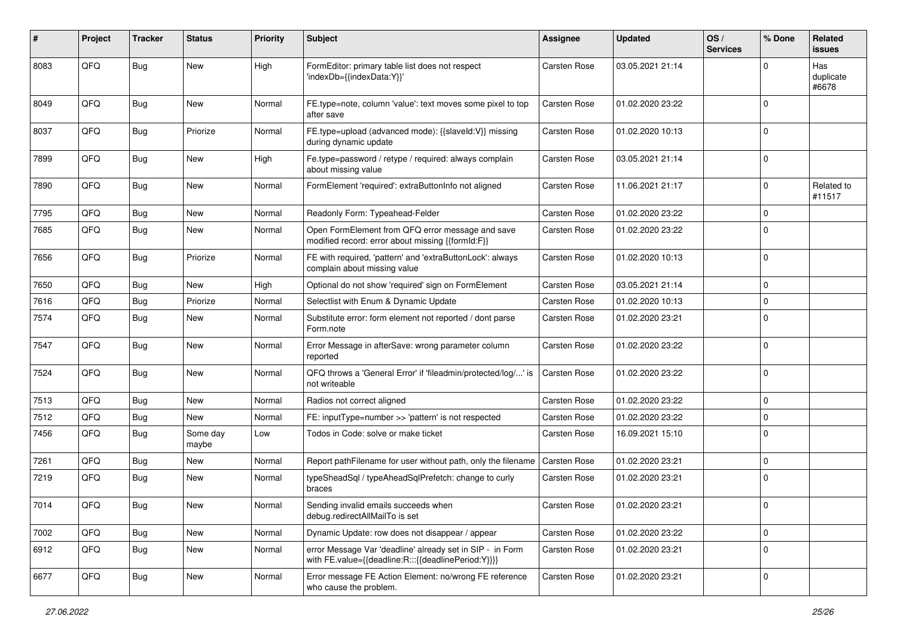| # | Project | Tracker | Status | Priority | Subject | Assignee | Updated | OS / Services | % Done | Related issues |
|---|---|---|---|---|---|---|---|---|---|---|
| 8083 | QFQ | Bug | New | High | FormEditor: primary table list does not respect 'indexDb={{indexData:Y}}' | Carsten Rose | 03.05.2021 21:14 | | 0 | Has duplicate #6678 |
| 8049 | QFQ | Bug | New | Normal | FE.type=note, column 'value': text moves some pixel to top after save | Carsten Rose | 01.02.2020 23:22 | | 0 | |
| 8037 | QFQ | Bug | Priorize | Normal | FE.type=upload (advanced mode): {{slaveId:V}} missing during dynamic update | Carsten Rose | 01.02.2020 10:13 | | 0 | |
| 7899 | QFQ | Bug | New | High | Fe.type=password / retype / required: always complain about missing value | Carsten Rose | 03.05.2021 21:14 | | 0 | |
| 7890 | QFQ | Bug | New | Normal | FormElement 'required': extraButtonInfo not aligned | Carsten Rose | 11.06.2021 21:17 | | 0 | Related to #11517 |
| 7795 | QFQ | Bug | New | Normal | Readonly Form: Typeahead-Felder | Carsten Rose | 01.02.2020 23:22 | | 0 | |
| 7685 | QFQ | Bug | New | Normal | Open FormElement from QFQ error message and save modified record: error about missing {{formId:F}} | Carsten Rose | 01.02.2020 23:22 | | 0 | |
| 7656 | QFQ | Bug | Priorize | Normal | FE with required, 'pattern' and 'extraButtonLock': always complain about missing value | Carsten Rose | 01.02.2020 10:13 | | 0 | |
| 7650 | QFQ | Bug | New | High | Optional do not show 'required' sign on FormElement | Carsten Rose | 03.05.2021 21:14 | | 0 | |
| 7616 | QFQ | Bug | Priorize | Normal | Selectlist with Enum & Dynamic Update | Carsten Rose | 01.02.2020 10:13 | | 0 | |
| 7574 | QFQ | Bug | New | Normal | Substitute error: form element not reported / dont parse Form.note | Carsten Rose | 01.02.2020 23:21 | | 0 | |
| 7547 | QFQ | Bug | New | Normal | Error Message in afterSave: wrong parameter column reported | Carsten Rose | 01.02.2020 23:22 | | 0 | |
| 7524 | QFQ | Bug | New | Normal | QFQ throws a 'General Error' if 'fileadmin/protected/log/...' is not writeable | Carsten Rose | 01.02.2020 23:22 | | 0 | |
| 7513 | QFQ | Bug | New | Normal | Radios not correct aligned | Carsten Rose | 01.02.2020 23:22 | | 0 | |
| 7512 | QFQ | Bug | New | Normal | FE: inputType=number >> 'pattern' is not respected | Carsten Rose | 01.02.2020 23:22 | | 0 | |
| 7456 | QFQ | Bug | Some day maybe | Low | Todos in Code: solve or make ticket | Carsten Rose | 16.09.2021 15:10 | | 0 | |
| 7261 | QFQ | Bug | New | Normal | Report pathFilename for user without path, only the filename | Carsten Rose | 01.02.2020 23:21 | | 0 | |
| 7219 | QFQ | Bug | New | Normal | typeSheadSql / typeAheadSqlPrefetch: change to curly braces | Carsten Rose | 01.02.2020 23:21 | | 0 | |
| 7014 | QFQ | Bug | New | Normal | Sending invalid emails succeeds when debug.redirectAllMailTo is set | Carsten Rose | 01.02.2020 23:21 | | 0 | |
| 7002 | QFQ | Bug | New | Normal | Dynamic Update: row does not disappear / appear | Carsten Rose | 01.02.2020 23:22 | | 0 | |
| 6912 | QFQ | Bug | New | Normal | error Message Var 'deadline' already set in SIP - in Form with FE.value={{deadline:R:::{{deadlinePeriod:Y}}}} | Carsten Rose | 01.02.2020 23:21 | | 0 | |
| 6677 | QFQ | Bug | New | Normal | Error message FE Action Element: no/wrong FE reference who cause the problem. | Carsten Rose | 01.02.2020 23:21 | | 0 | |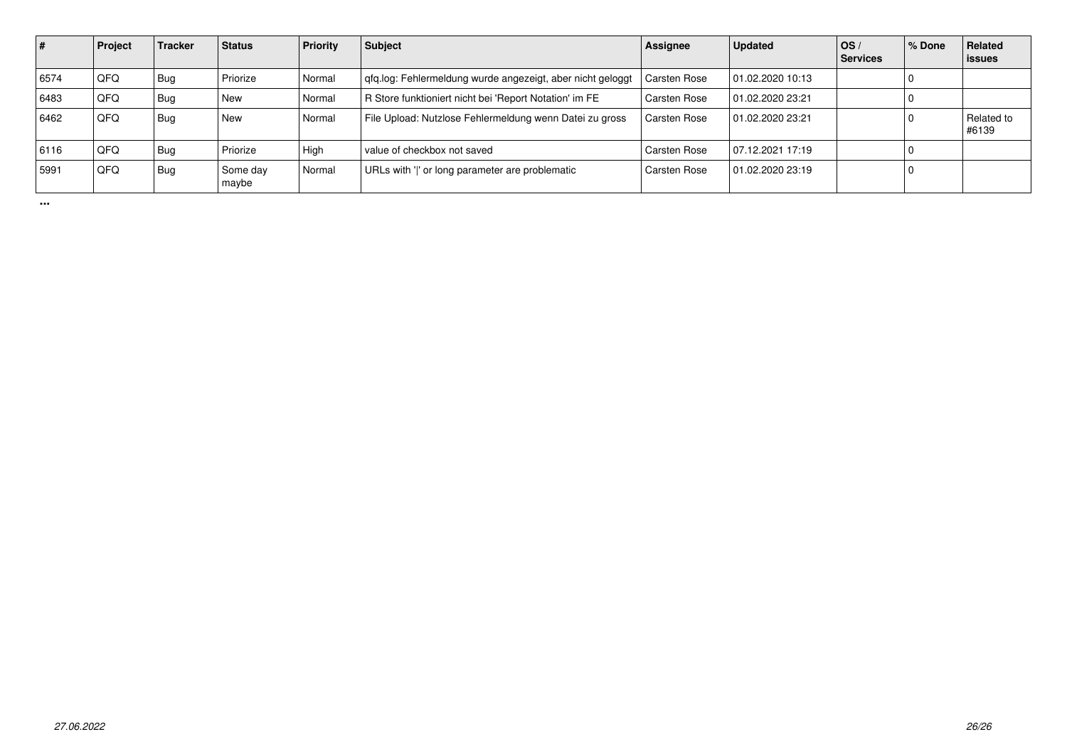| # | Project | Tracker | Status | Priority | Subject | Assignee | Updated | OS / Services | % Done | Related issues |
|---|---|---|---|---|---|---|---|---|---|---|
| 6574 | QFQ | Bug | Priorize | Normal | qfq.log: Fehlermeldung wurde angezeigt, aber nicht geloggt | Carsten Rose | 01.02.2020 10:13 | | 0 | |
| 6483 | QFQ | Bug | New | Normal | R Store funktioniert nicht bei 'Report Notation' im FE | Carsten Rose | 01.02.2020 23:21 | | 0 | |
| 6462 | QFQ | Bug | New | Normal | File Upload: Nutzlose Fehlermeldung wenn Datei zu gross | Carsten Rose | 01.02.2020 23:21 | | 0 | Related to #6139 |
| 6116 | QFQ | Bug | Priorize | High | value of checkbox not saved | Carsten Rose | 07.12.2021 17:19 | | 0 | |
| 5991 | QFQ | Bug | Some day maybe | Normal | URLs with '\|' or long parameter are problematic | Carsten Rose | 01.02.2020 23:19 | | 0 | |

...

*27.06.2022*